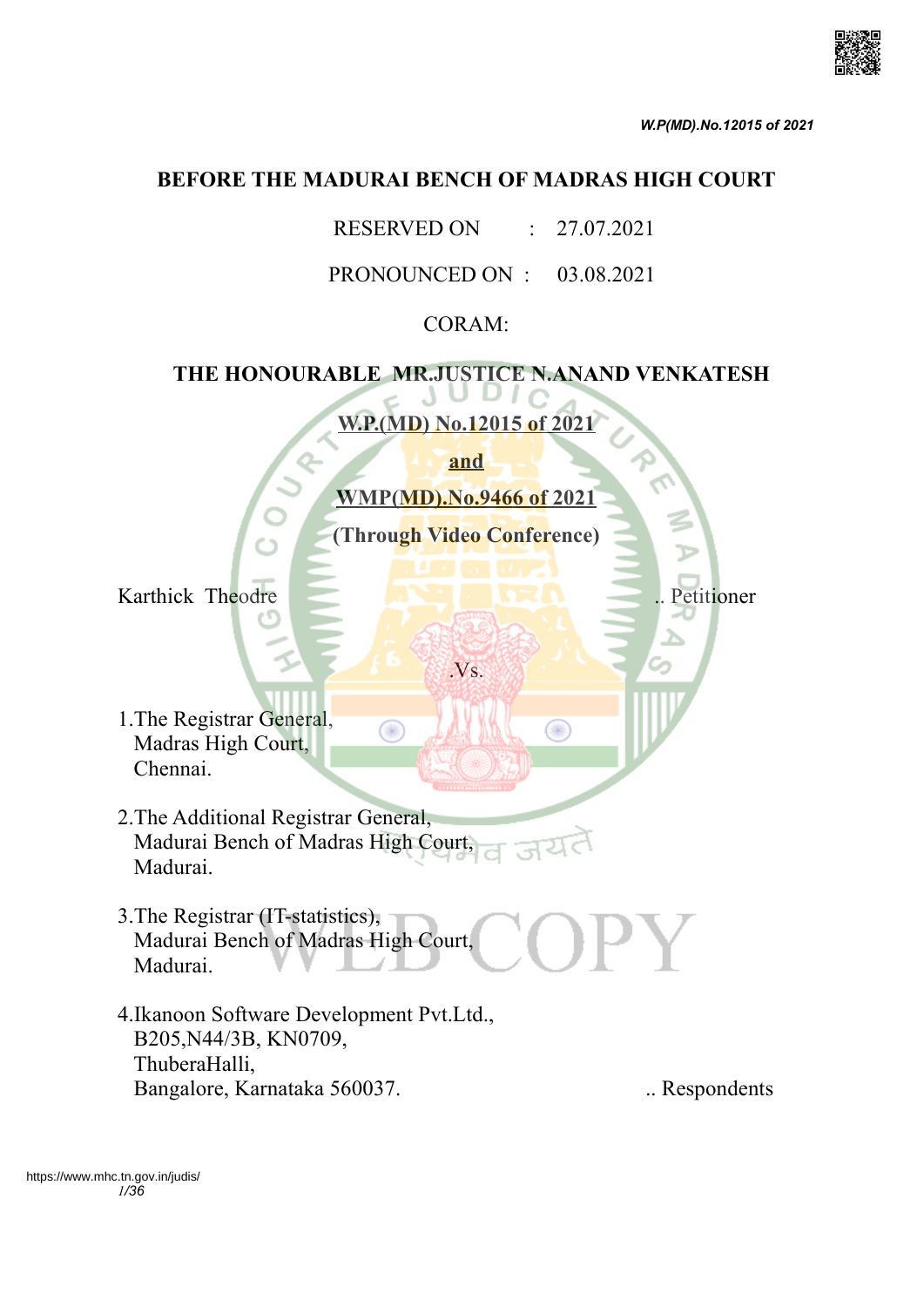# BEFORE THE MADURAI BENCH OF MADRAS HIGH COURT

RESERVED ON : 27.07.2021

PRONOUNCED ON : 03.08.2021

CORAM:

**THE HONOURABLE MR.JUSTICE N.ANAND VENKATESH**

**W.P.(MD) No.12015 of 2021**

**and**

**WMP(MD).No.9466 of 2021**

**(Through Video Conference)**

Karthick Theodre .. Petitioner

.Vs.

1.The Registrar General,
Madras High Court,
Chennai.

2.The Additional Registrar General,
Madurai Bench of Madras High Court,
Madurai.

3.The Registrar (IT-statistics),
Madurai Bench of Madras High Court,
Madurai.

4.Ikanoon Software Development Pvt.Ltd.,
B205,N44/3B, KN0709,
ThuberaHalli,
Bangalore, Karnataka 560037. .. Respondents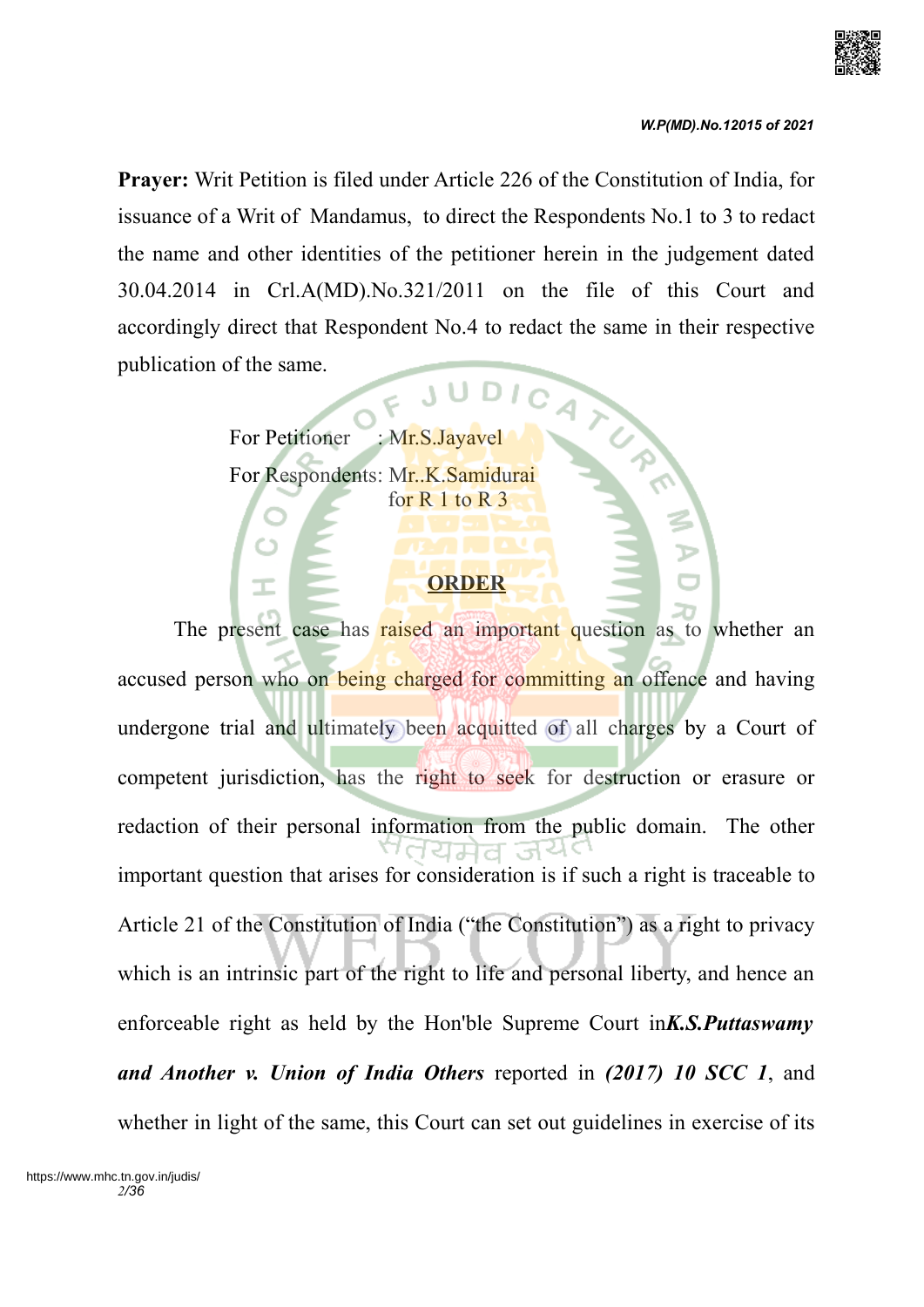**Prayer:** Writ Petition is filed under Article 226 of the Constitution of India, for issuance of a Writ of Mandamus, to direct the Respondents No.1 to 3 to redact the name and other identities of the petitioner herein in the judgement dated 30.04.2014 in Crl.A(MD).No.321/2011 on the file of this Court and accordingly direct that Respondent No.4 to redact the same in their respective publication of the same.

For Petitioner : Mr.S.Jayavel

For Respondents: Mr..K.Samidurai for R 1 to R 3

**ORDER**

The present case has raised an important question as to whether an accused person who on being charged for committing an offence and having undergone trial and ultimately been acquitted of all charges by a Court of competent jurisdiction, has the right to seek for destruction or erasure or redaction of their personal information from the public domain. The other important question that arises for consideration is if such a right is traceable to Article 21 of the Constitution of India ("the Constitution") as a right to privacy which is an intrinsic part of the right to life and personal liberty, and hence an enforceable right as held by the Hon'ble Supreme Court in***K.S.Puttaswamy and Another v. Union of India Others*** reported in ***(2017) 10 SCC 1***, and whether in light of the same, this Court can set out guidelines in exercise of its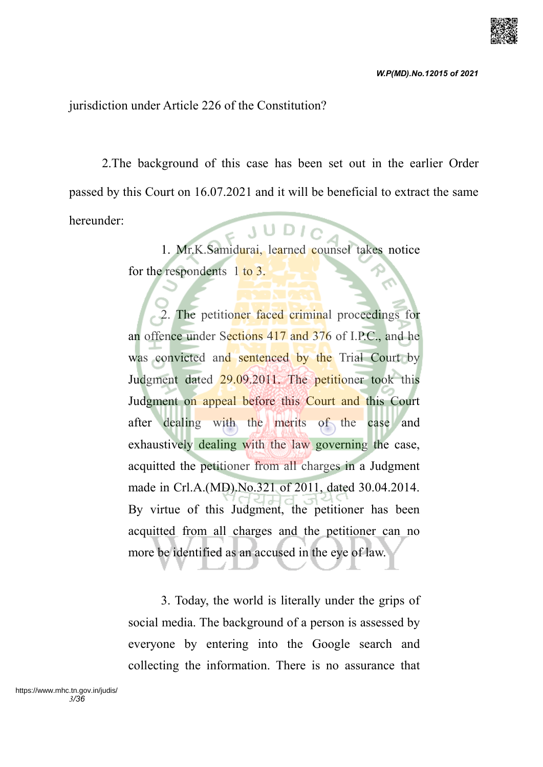jurisdiction under Article 226 of the Constitution?

2.The background of this case has been set out in the earlier Order passed by this Court on 16.07.2021 and it will be beneficial to extract the same hereunder:

> 1. Mr.K.Samidurai, learned counsel takes notice for the respondents 1 to 3.
>
> 2. The petitioner faced criminal proceedings for an offence under Sections 417 and 376 of I.P.C., and he was convicted and sentenced by the Trial Court by Judgment dated 29.09.2011. The petitioner took this Judgment on appeal before this Court and this Court after dealing with the merits of the case and exhaustively dealing with the law governing the case, acquitted the petitioner from all charges in a Judgment made in Crl.A.(MD).No.321 of 2011, dated 30.04.2014. By virtue of this Judgment, the petitioner has been acquitted from all charges and the petitioner can no more be identified as an accused in the eye of law.
>
> 3. Today, the world is literally under the grips of social media. The background of a person is assessed by everyone by entering into the Google search and collecting the information. There is no assurance that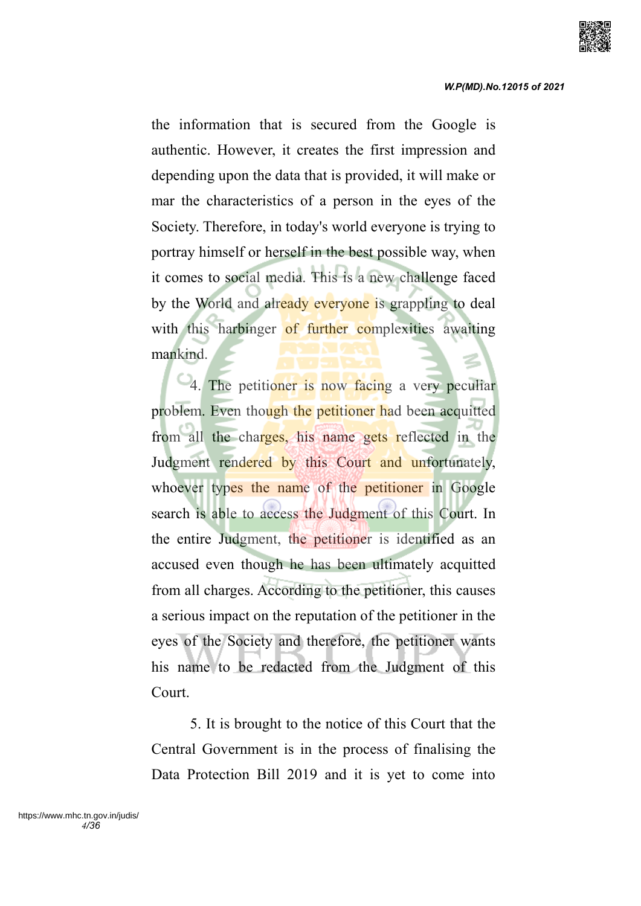the information that is secured from the Google is authentic. However, it creates the first impression and depending upon the data that is provided, it will make or mar the characteristics of a person in the eyes of the Society. Therefore, in today's world everyone is trying to portray himself or herself in the best possible way, when it comes to social media. This is a new challenge faced by the World and already everyone is grappling to deal with this harbinger of further complexities awaiting mankind.

4. The petitioner is now facing a very peculiar problem. Even though the petitioner had been acquitted from all the charges, his name gets reflected in the Judgment rendered by this Court and unfortunately, whoever types the name of the petitioner in Google search is able to access the Judgment of this Court. In the entire Judgment, the petitioner is identified as an accused even though he has been ultimately acquitted from all charges. According to the petitioner, this causes a serious impact on the reputation of the petitioner in the eyes of the Society and therefore, the petitioner wants his name to be redacted from the Judgment of this Court.

5. It is brought to the notice of this Court that the Central Government is in the process of finalising the Data Protection Bill 2019 and it is yet to come into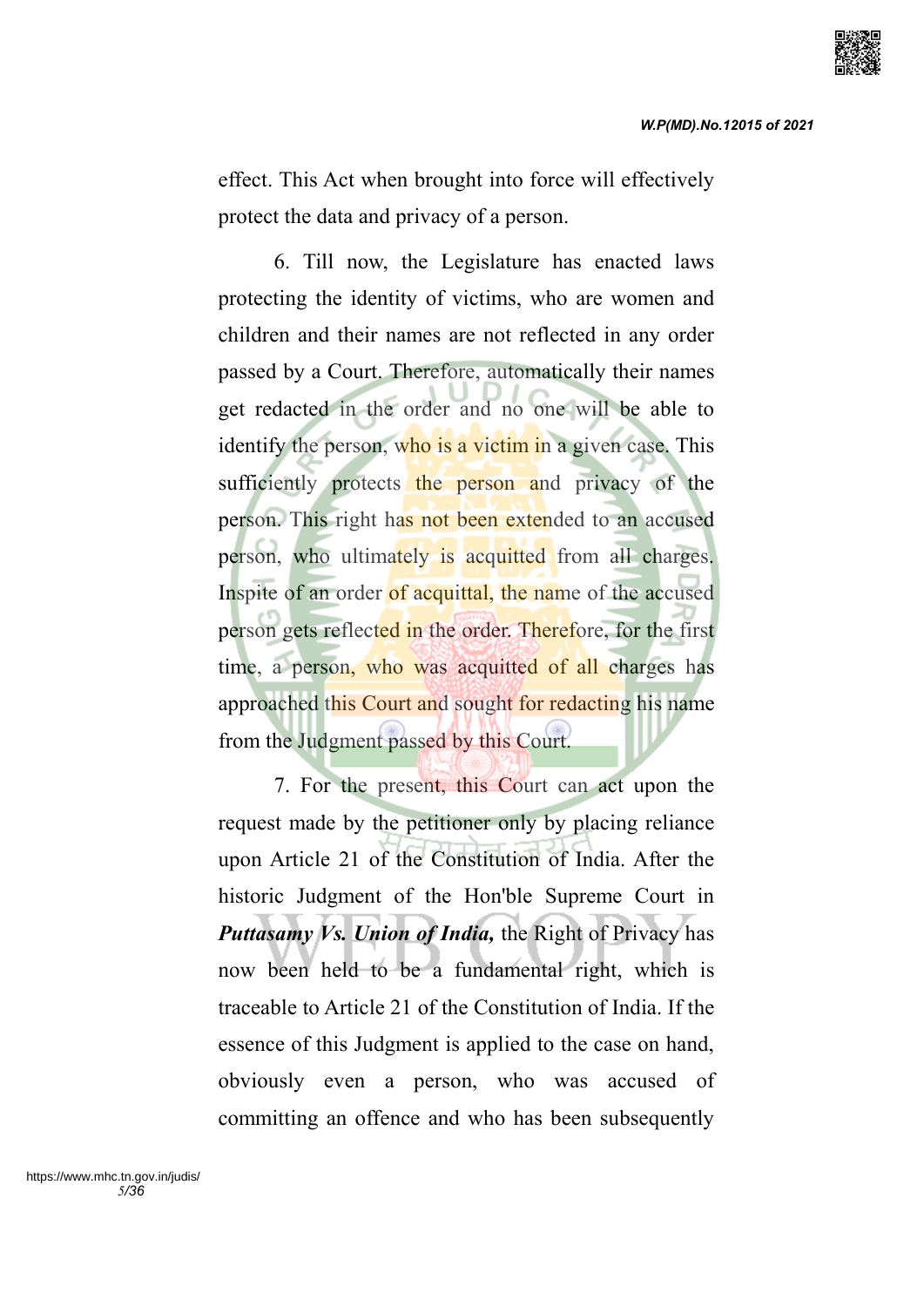effect. This Act when brought into force will effectively protect the data and privacy of a person.

6. Till now, the Legislature has enacted laws protecting the identity of victims, who are women and children and their names are not reflected in any order passed by a Court. Therefore, automatically their names get redacted in the order and no one will be able to identify the person, who is a victim in a given case. This sufficiently protects the person and privacy of the person. This right has not been extended to an accused person, who ultimately is acquitted from all charges. Inspite of an order of acquittal, the name of the accused person gets reflected in the order. Therefore, for the first time, a person, who was acquitted of all charges has approached this Court and sought for redacting his name from the Judgment passed by this Court.

7. For the present, this Court can act upon the request made by the petitioner only by placing reliance upon Article 21 of the Constitution of India. After the historic Judgment of the Hon'ble Supreme Court in ***Puttasamy Vs. Union of India,*** the Right of Privacy has now been held to be a fundamental right, which is traceable to Article 21 of the Constitution of India. If the essence of this Judgment is applied to the case on hand, obviously even a person, who was accused of committing an offence and who has been subsequently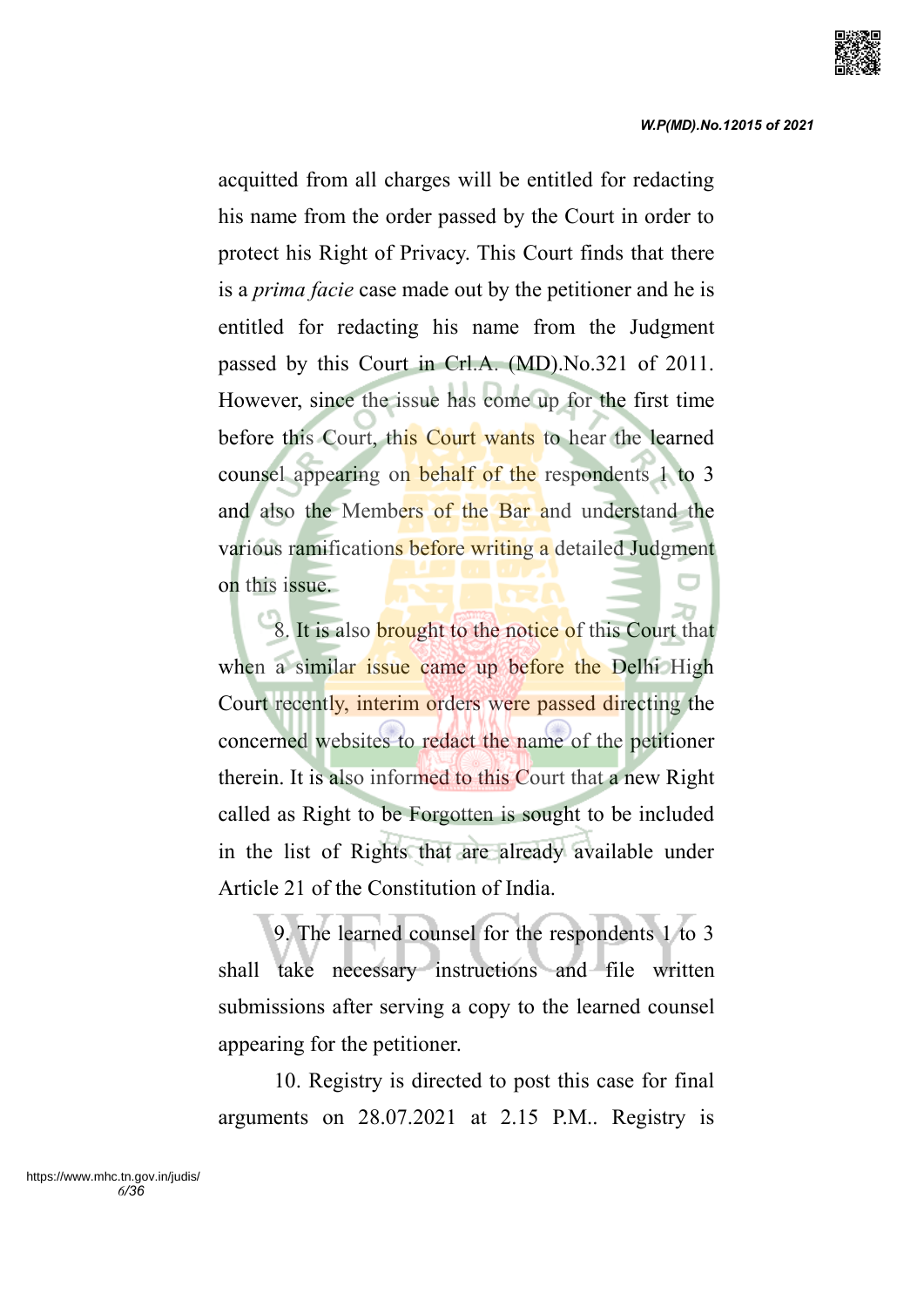acquitted from all charges will be entitled for redacting his name from the order passed by the Court in order to protect his Right of Privacy. This Court finds that there is a *prima facie* case made out by the petitioner and he is entitled for redacting his name from the Judgment passed by this Court in Crl.A. (MD).No.321 of 2011. However, since the issue has come up for the first time before this Court, this Court wants to hear the learned counsel appearing on behalf of the respondents 1 to 3 and also the Members of the Bar and understand the various ramifications before writing a detailed Judgment on this issue.

8. It is also brought to the notice of this Court that when a similar issue came up before the Delhi High Court recently, interim orders were passed directing the concerned websites to redact the name of the petitioner therein. It is also informed to this Court that a new Right called as Right to be Forgotten is sought to be included in the list of Rights that are already available under Article 21 of the Constitution of India.

9. The learned counsel for the respondents 1 to 3 shall take necessary instructions and file written submissions after serving a copy to the learned counsel appearing for the petitioner.

10. Registry is directed to post this case for final arguments on 28.07.2021 at 2.15 P.M.. Registry is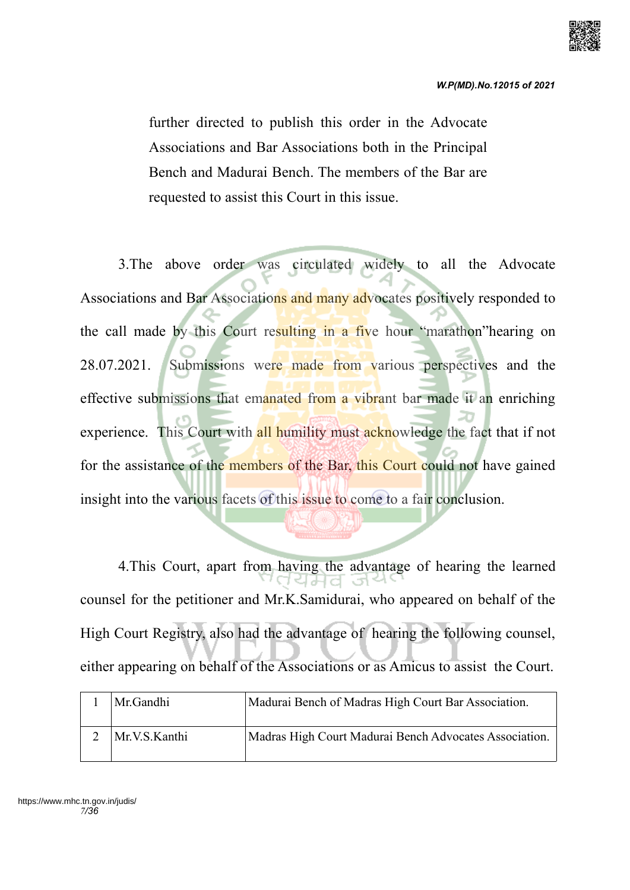further directed to publish this order in the Advocate Associations and Bar Associations both in the Principal Bench and Madurai Bench. The members of the Bar are requested to assist this Court in this issue.

3.The above order was circulated widely to all the Advocate Associations and Bar Associations and many advocates positively responded to the call made by this Court resulting in a five hour "marathon"hearing on 28.07.2021. Submissions were made from various perspectives and the effective submissions that emanated from a vibrant bar made it an enriching experience. This Court with all humility must acknowledge the fact that if not for the assistance of the members of the Bar, this Court could not have gained insight into the various facets of this issue to come to a fair conclusion.

4.This Court, apart from having the advantage of hearing the learned counsel for the petitioner and Mr.K.Samidurai, who appeared on behalf of the High Court Registry, also had the advantage of hearing the following counsel, either appearing on behalf of the Associations or as Amicus to assist the Court.

| | | |
|---|---|---|
| 1 | Mr.Gandhi | Madurai Bench of Madras High Court Bar Association. |
| 2 | Mr.V.S.Kanthi | Madras High Court Madurai Bench Advocates Association. |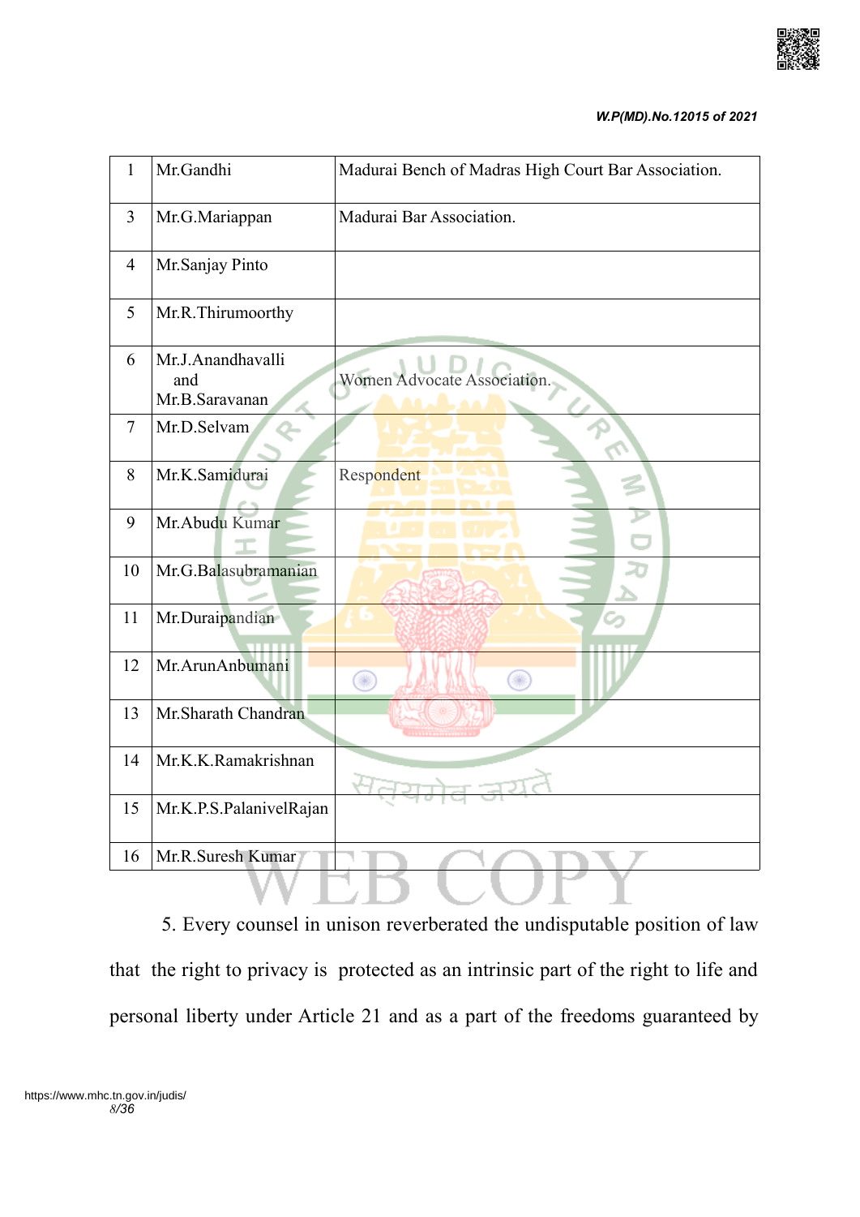| 1 | Mr.Gandhi | Madurai Bench of Madras High Court Bar Association. |
|---|---|---|
| 3 | Mr.G.Mariappan | Madurai Bar Association. |
| 4 | Mr.Sanjay Pinto | |
| 5 | Mr.R.Thirumoorthy | |
| 6 | Mr.J.Anandhavalli and Mr.B.Saravanan | Women Advocate Association. |
| 7 | Mr.D.Selvam | |
| 8 | Mr.K.Samidurai | Respondent |
| 9 | Mr.Abudu Kumar | |
| 10 | Mr.G.Balasubramanian | |
| 11 | Mr.Duraipandian | |
| 12 | Mr.ArunAnbumani | |
| 13 | Mr.Sharath Chandran | |
| 14 | Mr.K.K.Ramakrishnan | |
| 15 | Mr.K.P.S.PalanivelRajan | |
| 16 | Mr.R.Suresh Kumar | |

5. Every counsel in unison reverberated the undisputable position of law that the right to privacy is protected as an intrinsic part of the right to life and personal liberty under Article 21 and as a part of the freedoms guaranteed by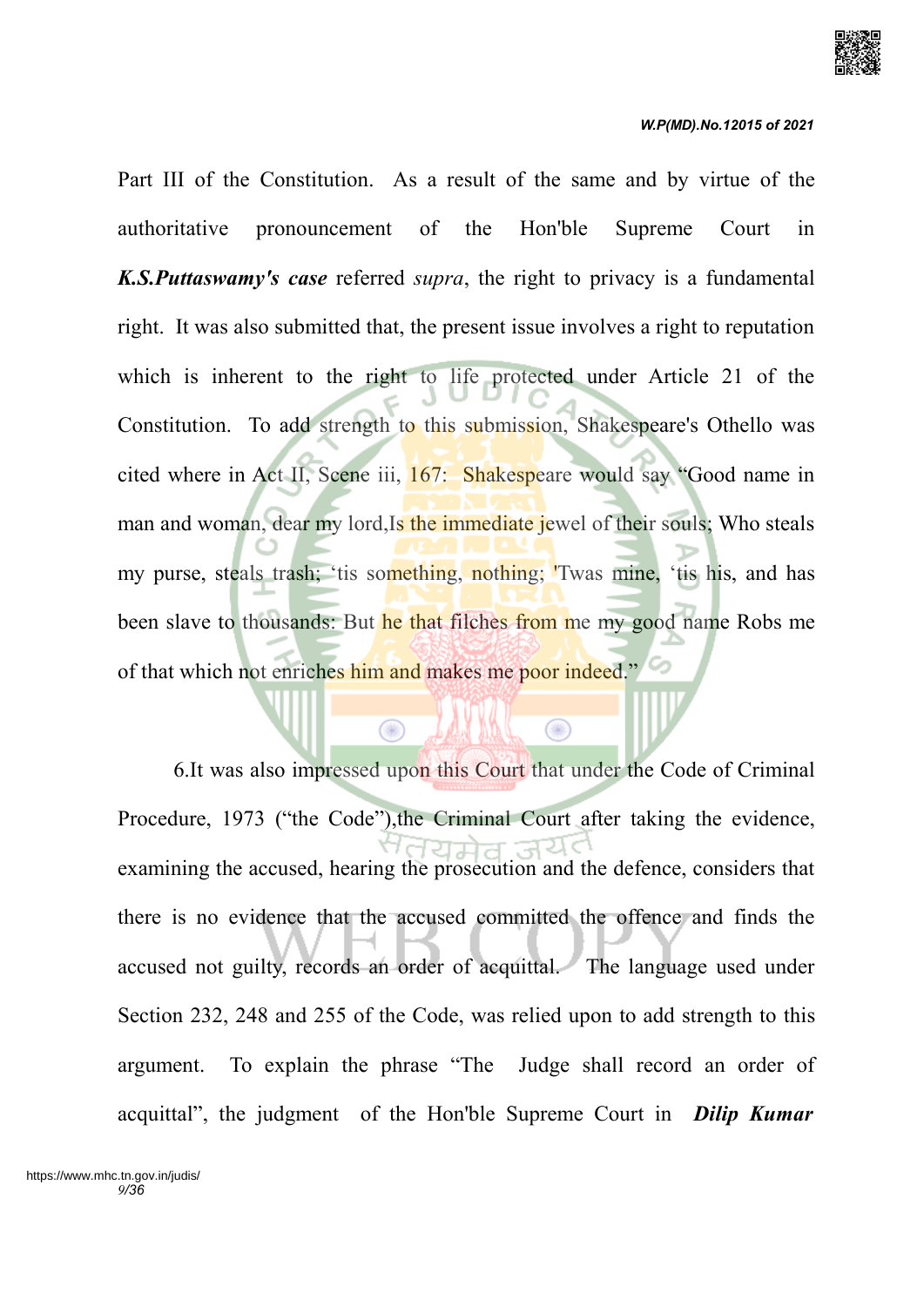Part III of the Constitution. As a result of the same and by virtue of the authoritative pronouncement of the Hon'ble Supreme Court in ***K.S.Puttaswamy's case*** referred *supra*, the right to privacy is a fundamental right. It was also submitted that, the present issue involves a right to reputation which is inherent to the right to life protected under Article 21 of the Constitution. To add strength to this submission, Shakespeare's Othello was cited where in Act II, Scene iii, 167: Shakespeare would say "Good name in man and woman, dear my lord,Is the immediate jewel of their souls; Who steals my purse, steals trash; 'tis something, nothing; 'Twas mine, 'tis his, and has been slave to thousands: But he that filches from me my good name Robs me of that which not enriches him and makes me poor indeed."

6.It was also impressed upon this Court that under the Code of Criminal Procedure, 1973 ("the Code"),the Criminal Court after taking the evidence, examining the accused, hearing the prosecution and the defence, considers that there is no evidence that the accused committed the offence and finds the accused not guilty, records an order of acquittal. The language used under Section 232, 248 and 255 of the Code, was relied upon to add strength to this argument. To explain the phrase "The Judge shall record an order of acquittal", the judgment of the Hon'ble Supreme Court in ***Dilip Kumar***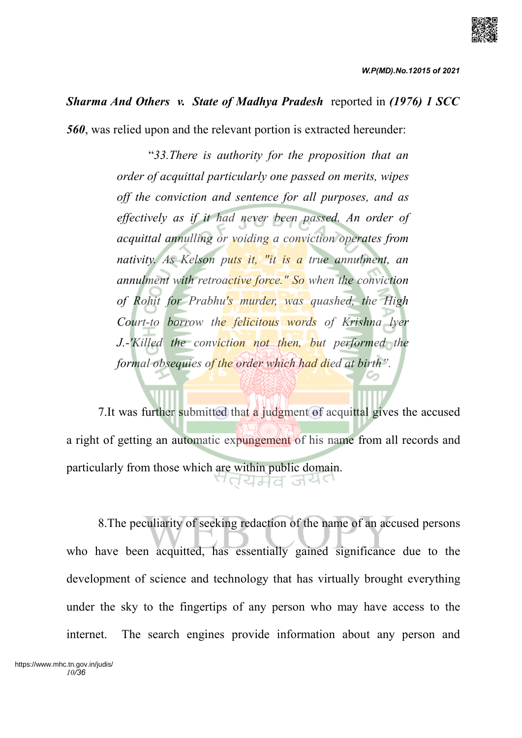***Sharma And Others v. State of Madhya Pradesh*** reported in ***(1976) 1 SCC 560***, was relied upon and the relevant portion is extracted hereunder:

> "*33.There is authority for the proposition that an order of acquittal particularly one passed on merits, wipes off the conviction and sentence for all purposes, and as effectively as if it had never been passed. An order of acquittal annulling or voiding a conviction operates from nativity. As Kelson puts it, "it is a true annulment, an annulment with retroactive force." So when the conviction of Rohit for Prabhu's murder, was quashed, the High Court-to borrow the felicitous words of Krishna Iyer J.-'Killed the conviction not then, but performed the formal obsequies of the order which had died at birth*".

7.It was further submitted that a judgment of acquittal gives the accused a right of getting an automatic expungement of his name from all records and particularly from those which are within public domain.

8.The peculiarity of seeking redaction of the name of an accused persons who have been acquitted, has essentially gained significance due to the development of science and technology that has virtually brought everything under the sky to the fingertips of any person who may have access to the internet. The search engines provide information about any person and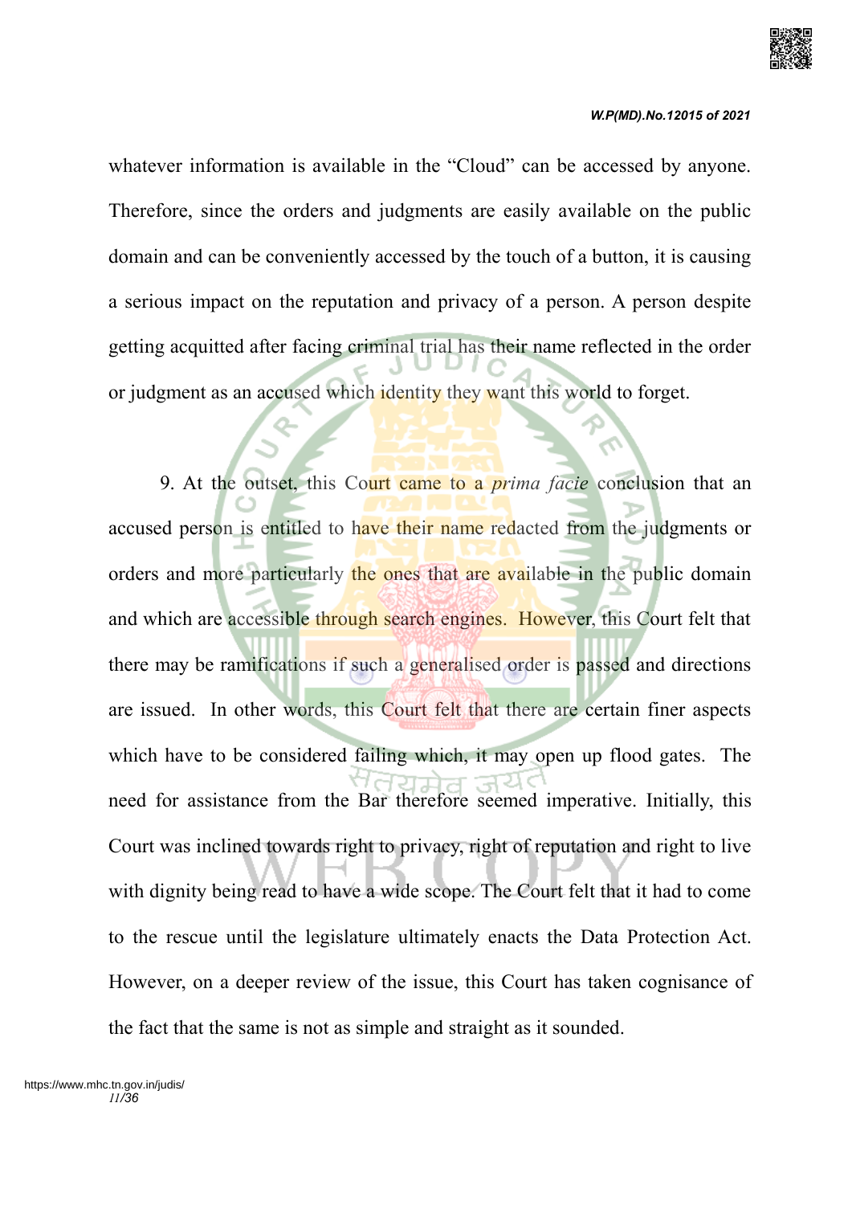whatever information is available in the "Cloud" can be accessed by anyone. Therefore, since the orders and judgments are easily available on the public domain and can be conveniently accessed by the touch of a button, it is causing a serious impact on the reputation and privacy of a person. A person despite getting acquitted after facing criminal trial has their name reflected in the order or judgment as an accused which identity they want this world to forget.

9. At the outset, this Court came to a *prima facie* conclusion that an accused person is entitled to have their name redacted from the judgments or orders and more particularly the ones that are available in the public domain and which are accessible through search engines. However, this Court felt that there may be ramifications if such a generalised order is passed and directions are issued. In other words, this Court felt that there are certain finer aspects which have to be considered failing which, it may open up flood gates. The need for assistance from the Bar therefore seemed imperative. Initially, this Court was inclined towards right to privacy, right of reputation and right to live with dignity being read to have a wide scope. The Court felt that it had to come to the rescue until the legislature ultimately enacts the Data Protection Act. However, on a deeper review of the issue, this Court has taken cognisance of the fact that the same is not as simple and straight as it sounded.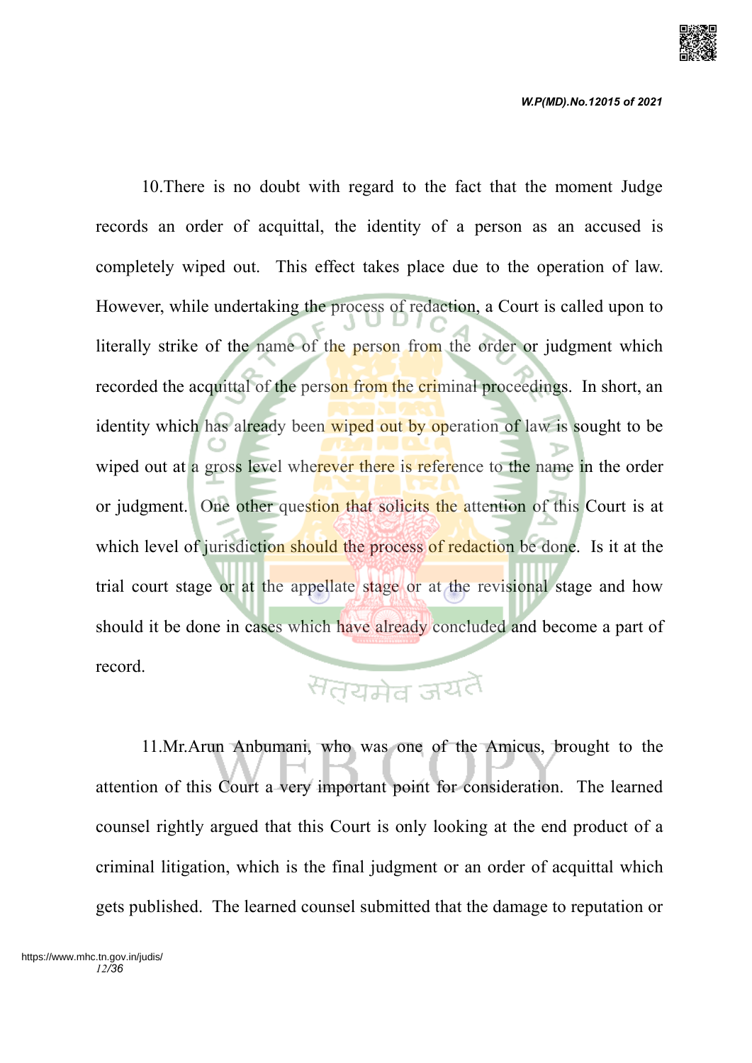10.There is no doubt with regard to the fact that the moment Judge records an order of acquittal, the identity of a person as an accused is completely wiped out. This effect takes place due to the operation of law. However, while undertaking the process of redaction, a Court is called upon to literally strike of the name of the person from the order or judgment which recorded the acquittal of the person from the criminal proceedings. In short, an identity which has already been wiped out by operation of law is sought to be wiped out at a gross level wherever there is reference to the name in the order or judgment. One other question that solicits the attention of this Court is at which level of jurisdiction should the process of redaction be done. Is it at the trial court stage or at the appellate stage or at the revisional stage and how should it be done in cases which have already concluded and become a part of record.

11.Mr.Arun Anbumani, who was one of the Amicus, brought to the attention of this Court a very important point for consideration. The learned counsel rightly argued that this Court is only looking at the end product of a criminal litigation, which is the final judgment or an order of acquittal which gets published. The learned counsel submitted that the damage to reputation or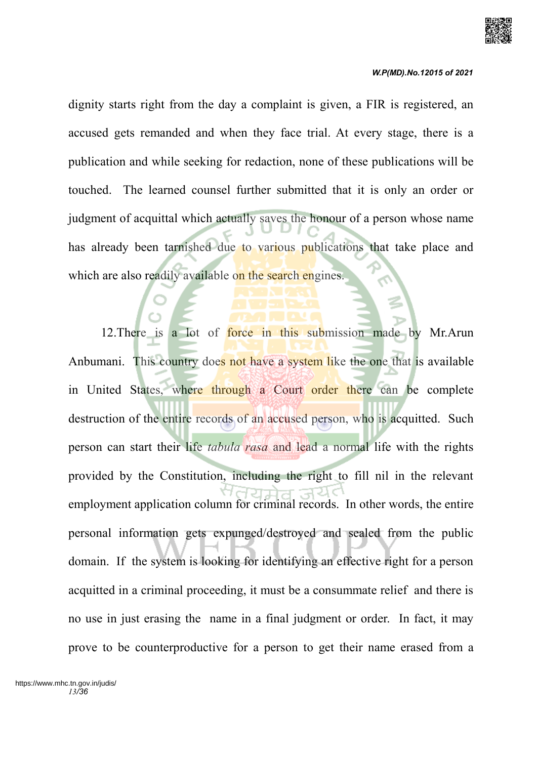dignity starts right from the day a complaint is given, a FIR is registered, an accused gets remanded and when they face trial. At every stage, there is a publication and while seeking for redaction, none of these publications will be touched. The learned counsel further submitted that it is only an order or judgment of acquittal which actually saves the honour of a person whose name has already been tarnished due to various publications that take place and which are also readily available on the search engines.

12.There is a lot of force in this submission made by Mr.Arun Anbumani. This country does not have a system like the one that is available in United States, where through a Court order there can be complete destruction of the entire records of an accused person, who is acquitted. Such person can start their life *tabula rasa* and lead a normal life with the rights provided by the Constitution, including the right to fill nil in the relevant employment application column for criminal records. In other words, the entire personal information gets expunged/destroyed and sealed from the public domain. If the system is looking for identifying an effective right for a person acquitted in a criminal proceeding, it must be a consummate relief and there is no use in just erasing the name in a final judgment or order. In fact, it may prove to be counterproductive for a person to get their name erased from a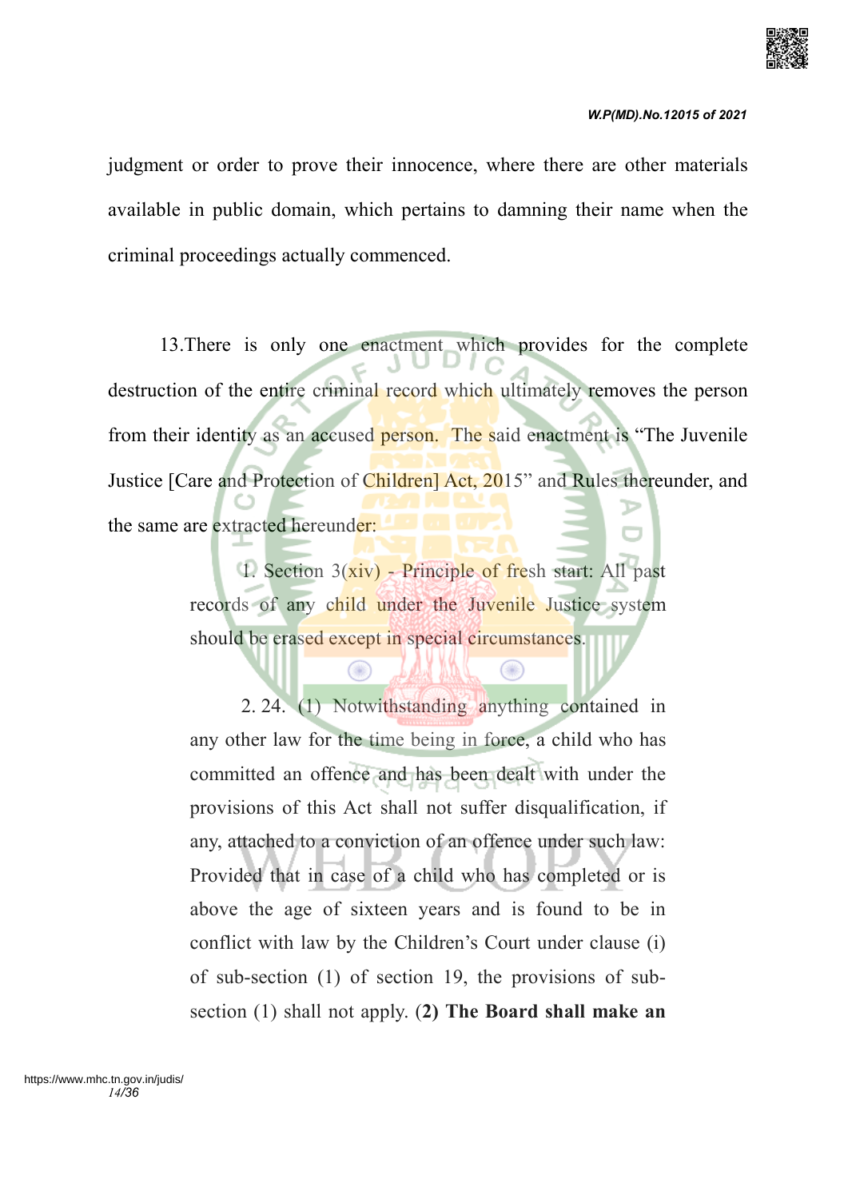judgment or order to prove their innocence, where there are other materials available in public domain, which pertains to damning their name when the criminal proceedings actually commenced.

13.There is only one enactment which provides for the complete destruction of the entire criminal record which ultimately removes the person from their identity as an accused person. The said enactment is "The Juvenile Justice [Care and Protection of Children] Act, 2015" and Rules thereunder, and the same are extracted hereunder:

> 1. Section 3(xiv) - Principle of fresh start: All past records of any child under the Juvenile Justice system should be erased except in special circumstances.
>
> 2. 24. (1) Notwithstanding anything contained in any other law for the time being in force, a child who has committed an offence and has been dealt with under the provisions of this Act shall not suffer disqualification, if any, attached to a conviction of an offence under such law: Provided that in case of a child who has completed or is above the age of sixteen years and is found to be in conflict with law by the Children's Court under clause (i) of sub-section (1) of section 19, the provisions of sub-section (1) shall not apply. **(2) The Board shall make an**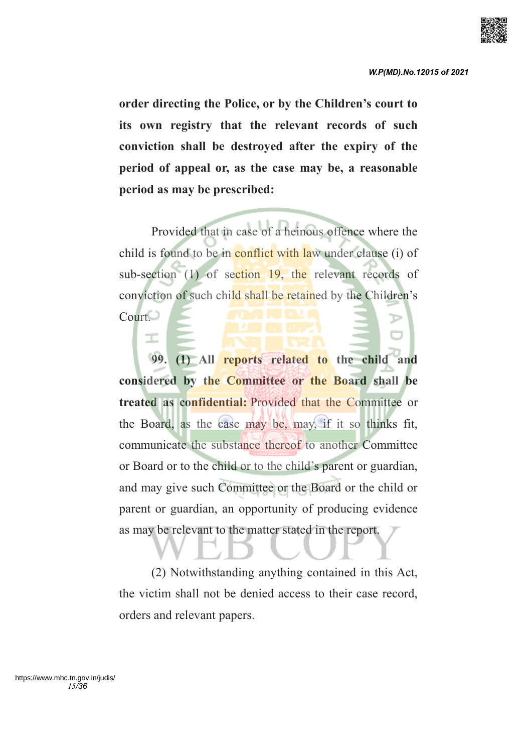**order directing the Police, or by the Children's court to its own registry that the relevant records of such conviction shall be destroyed after the expiry of the period of appeal or, as the case may be, a reasonable period as may be prescribed:**

Provided that in case of a heinous offence where the child is found to be in conflict with law under clause (i) of sub-section (1) of section 19, the relevant records of conviction of such child shall be retained by the Children's Court.

**99. (1) All reports related to the child and considered by the Committee or the Board shall be treated as confidential:** Provided that the Committee or the Board, as the case may be, may, if it so thinks fit, communicate the substance thereof to another Committee or Board or to the child or to the child's parent or guardian, and may give such Committee or the Board or the child or parent or guardian, an opportunity of producing evidence as may be relevant to the matter stated in the report.

(2) Notwithstanding anything contained in this Act, the victim shall not be denied access to their case record, orders and relevant papers.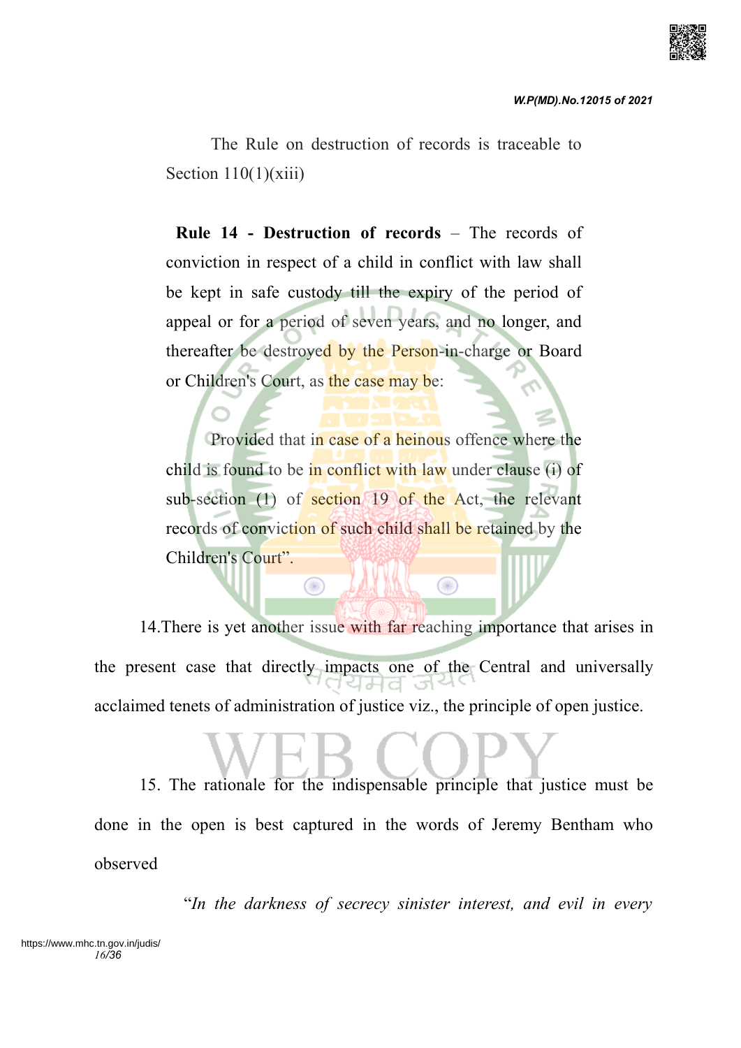The Rule on destruction of records is traceable to Section 110(1)(xiii)

> **Rule 14 - Destruction of records** – The records of conviction in respect of a child in conflict with law shall be kept in safe custody till the expiry of the period of appeal or for a period of seven years, and no longer, and thereafter be destroyed by the Person-in-charge or Board or Children's Court, as the case may be:
>
> Provided that in case of a heinous offence where the child is found to be in conflict with law under clause (i) of sub-section (1) of section 19 of the Act, the relevant records of conviction of such child shall be retained by the Children's Court".

14.There is yet another issue with far reaching importance that arises in the present case that directly impacts one of the Central and universally acclaimed tenets of administration of justice viz., the principle of open justice.

15. The rationale for the indispensable principle that justice must be done in the open is best captured in the words of Jeremy Bentham who observed

"*In the darkness of secrecy sinister interest, and evil in every*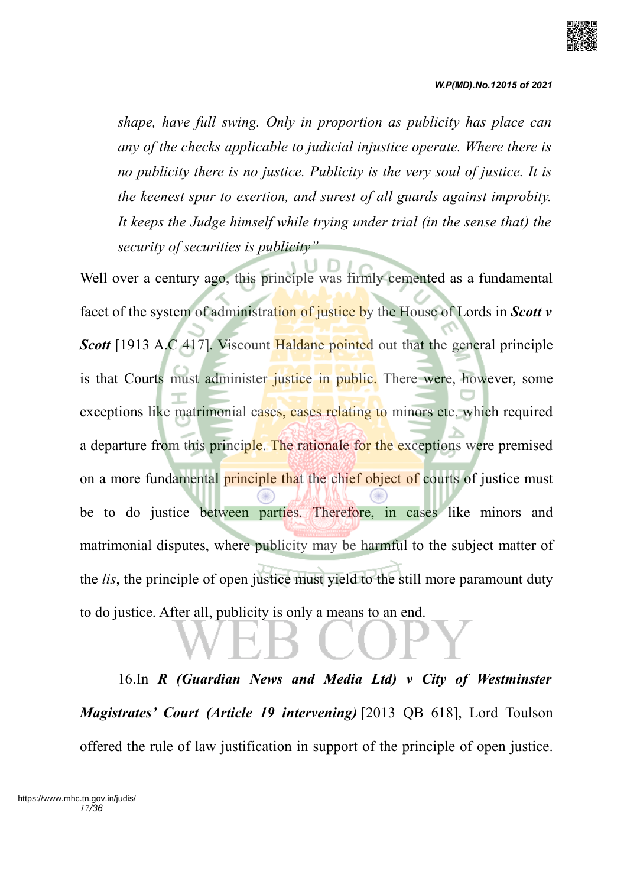*shape, have full swing. Only in proportion as publicity has place can any of the checks applicable to judicial injustice operate. Where there is no publicity there is no justice. Publicity is the very soul of justice. It is the keenest spur to exertion, and surest of all guards against improbity. It keeps the Judge himself while trying under trial (in the sense that) the security of securities is publicity"*

Well over a century ago, this principle was firmly cemented as a fundamental facet of the system of administration of justice by the House of Lords in ***Scott v Scott*** [1913 A.C 417]. Viscount Haldane pointed out that the general principle is that Courts must administer justice in public. There were, however, some exceptions like matrimonial cases, cases relating to minors etc. which required a departure from this principle. The rationale for the exceptions were premised on a more fundamental principle that the chief object of courts of justice must be to do justice between parties. Therefore, in cases like minors and matrimonial disputes, where publicity may be harmful to the subject matter of the *lis*, the principle of open justice must yield to the still more paramount duty to do justice. After all, publicity is only a means to an end.

16.In ***R (Guardian News and Media Ltd) v City of Westminster Magistrates' Court (Article 19 intervening)*** [2013 QB 618], Lord Toulson offered the rule of law justification in support of the principle of open justice.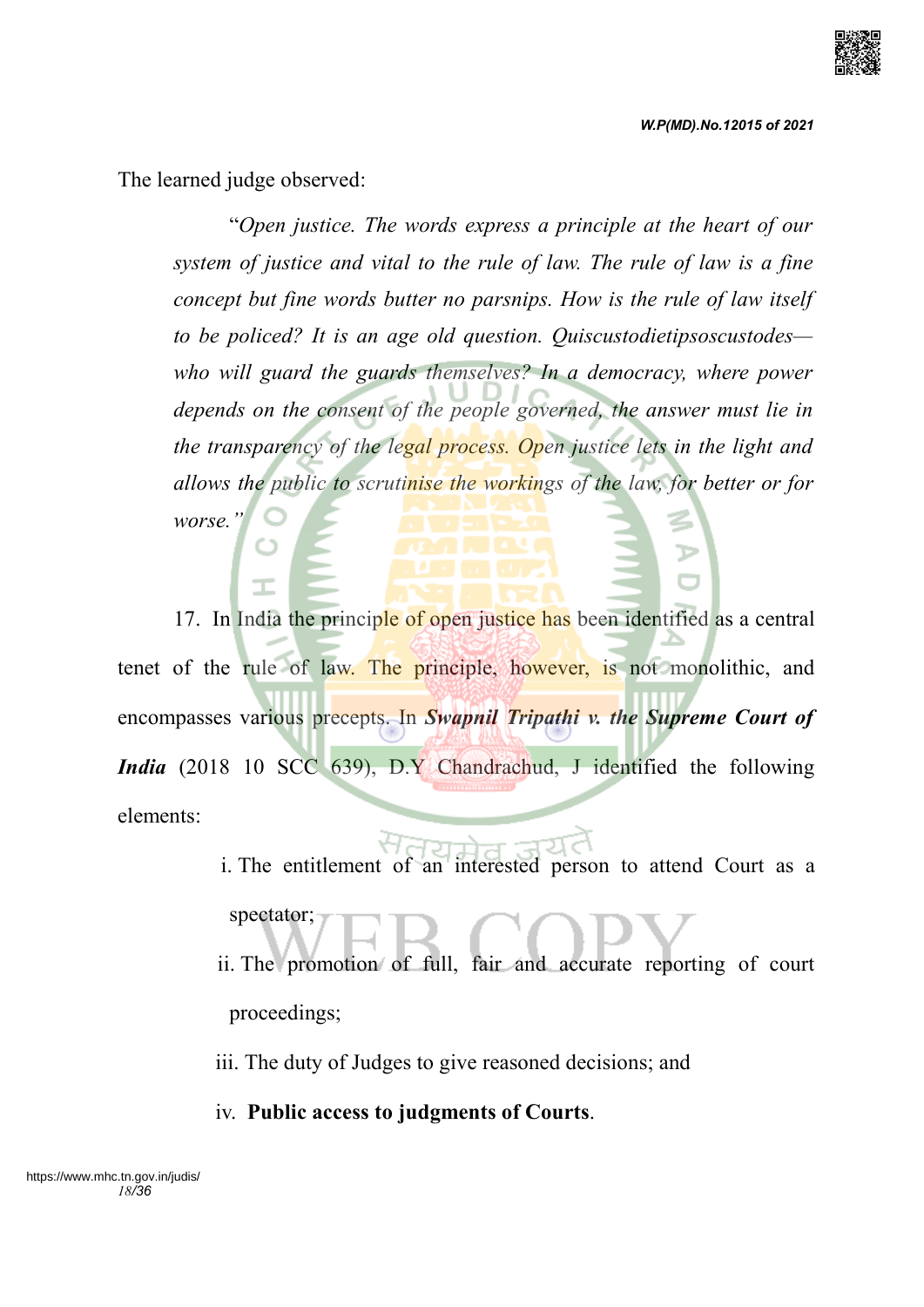The learned judge observed:

> "*Open justice. The words express a principle at the heart of our system of justice and vital to the rule of law. The rule of law is a fine concept but fine words butter no parsnips. How is the rule of law itself to be policed? It is an age old question. Quiscustodietipsoscustodes—who will guard the guards themselves? In a democracy, where power depends on the consent of the people governed, the answer must lie in the transparency of the legal process. Open justice lets in the light and allows the public to scrutinise the workings of the law, for better or for worse.*"

17. In India the principle of open justice has been identified as a central tenet of the rule of law. The principle, however, is not monolithic, and encompasses various precepts. In ***Swapnil Tripathi v. the Supreme Court of India*** (2018 10 SCC 639), D.Y Chandrachud, J identified the following elements:

i. The entitlement of an interested person to attend Court as a spectator;

ii. The promotion of full, fair and accurate reporting of court proceedings;

iii. The duty of Judges to give reasoned decisions; and

iv. **Public access to judgments of Courts**.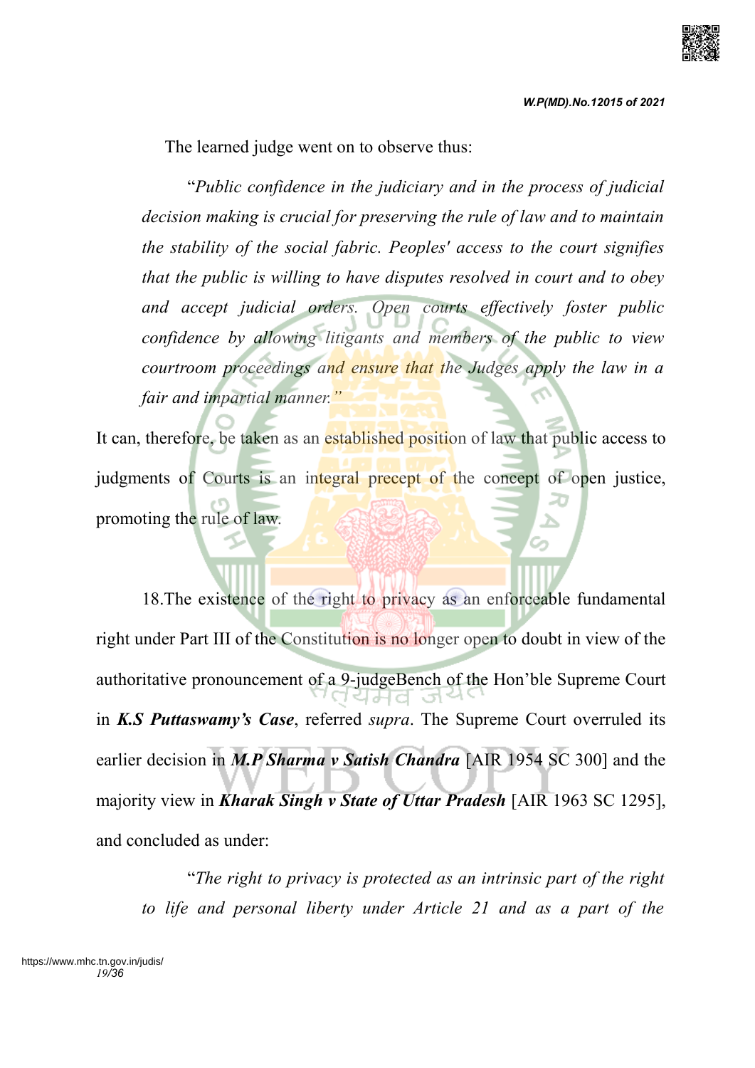The learned judge went on to observe thus:

> "*Public confidence in the judiciary and in the process of judicial decision making is crucial for preserving the rule of law and to maintain the stability of the social fabric. Peoples' access to the court signifies that the public is willing to have disputes resolved in court and to obey and accept judicial orders. Open courts effectively foster public confidence by allowing litigants and members of the public to view courtroom proceedings and ensure that the Judges apply the law in a fair and impartial manner.*"

It can, therefore, be taken as an established position of law that public access to judgments of Courts is an integral precept of the concept of open justice, promoting the rule of law.

18.The existence of the right to privacy as an enforceable fundamental right under Part III of the Constitution is no longer open to doubt in view of the authoritative pronouncement of a 9-judgeBench of the Hon'ble Supreme Court in ***K.S Puttaswamy's Case***, referred *supra*. The Supreme Court overruled its earlier decision in ***M.P Sharma v Satish Chandra*** [AIR 1954 SC 300] and the majority view in ***Kharak Singh v State of Uttar Pradesh*** [AIR 1963 SC 1295], and concluded as under:

> "*The right to privacy is protected as an intrinsic part of the right to life and personal liberty under Article 21 and as a part of the*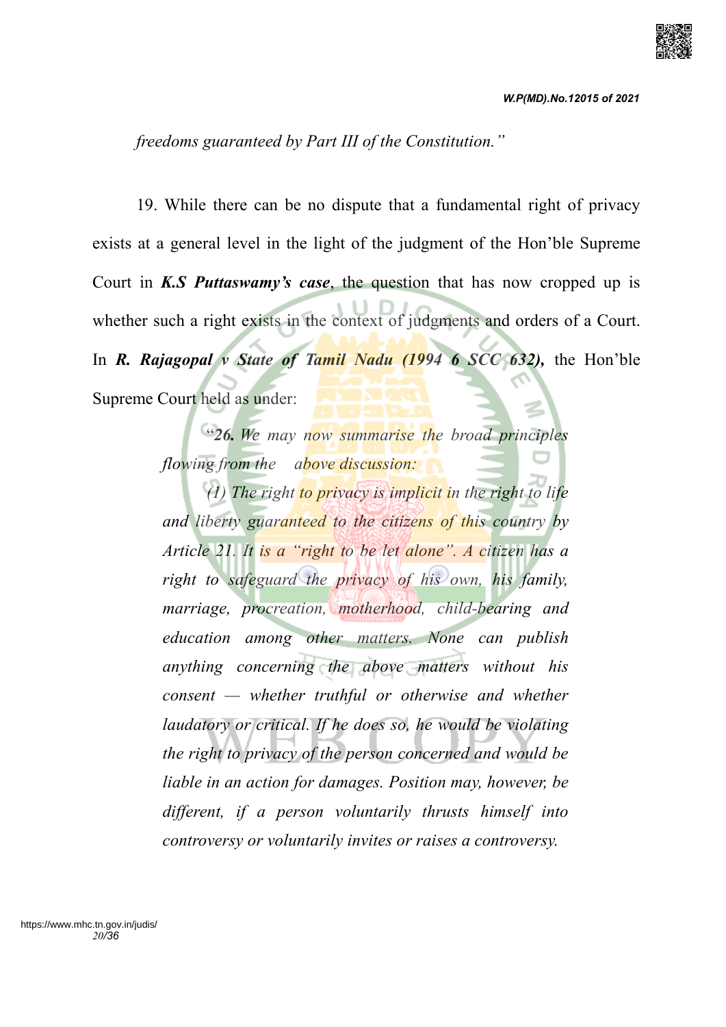*freedoms guaranteed by Part III of the Constitution."*

19. While there can be no dispute that a fundamental right of privacy exists at a general level in the light of the judgment of the Hon'ble Supreme Court in ***K.S Puttaswamy's case***, the question that has now cropped up is whether such a right exists in the context of judgments and orders of a Court. In ***R. Rajagopal v State of Tamil Nadu (1994 6 SCC 632),*** the Hon'ble Supreme Court held as under:

> *"**26.** We may now summarise the broad principles flowing from the above discussion:*
>
> *(1) The right to privacy is implicit in the right to life and liberty guaranteed to the citizens of this country by Article 21. It is a "right to be let alone". A citizen has a right to safeguard the privacy of his own, his family, marriage, procreation, motherhood, child-bearing and education among other matters. None can publish anything concerning the above matters without his consent — whether truthful or otherwise and whether laudatory or critical. If he does so, he would be violating the right to privacy of the person concerned and would be liable in an action for damages. Position may, however, be different, if a person voluntarily thrusts himself into controversy or voluntarily invites or raises a controversy.*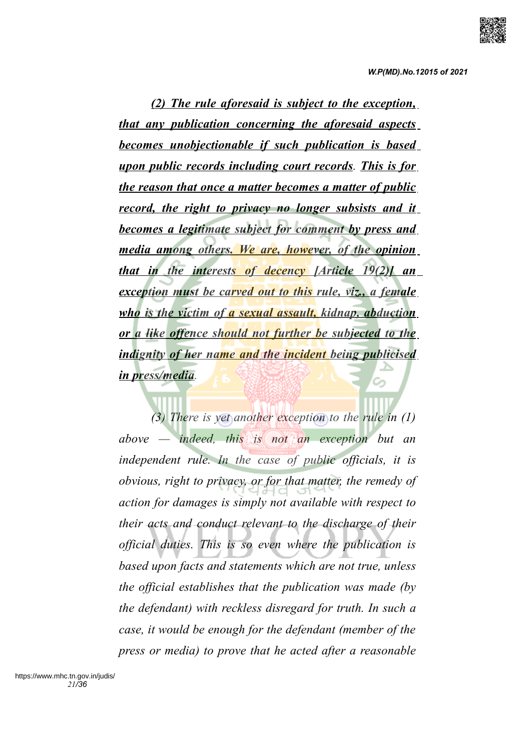*<u>(2) The rule aforesaid is subject to the exception, that any publication concerning the aforesaid aspects becomes unobjectionable if such publication is based upon public records including court records</u>. <u>This is for the reason that once a matter becomes a matter of public record, the right to privacy no longer subsists and it becomes a legitimate subject for comment by press and media among others. We are, however, of the opinion that in the interests of decency [Article 19(2)] an exception must be carved out to this rule, viz., a female who is the victim of a sexual assault, kidnap, abduction or a like offence should not further be subjected to the indignity of her name and the incident being publicised in press/media</u>.*

*(3) There is yet another exception to the rule in (1) above — indeed, this is not an exception but an independent rule. In the case of public officials, it is obvious, right to privacy, or for that matter, the remedy of action for damages is simply not available with respect to their acts and conduct relevant to the discharge of their official duties. This is so even where the publication is based upon facts and statements which are not true, unless the official establishes that the publication was made (by the defendant) with reckless disregard for truth. In such a case, it would be enough for the defendant (member of the press or media) to prove that he acted after a reasonable*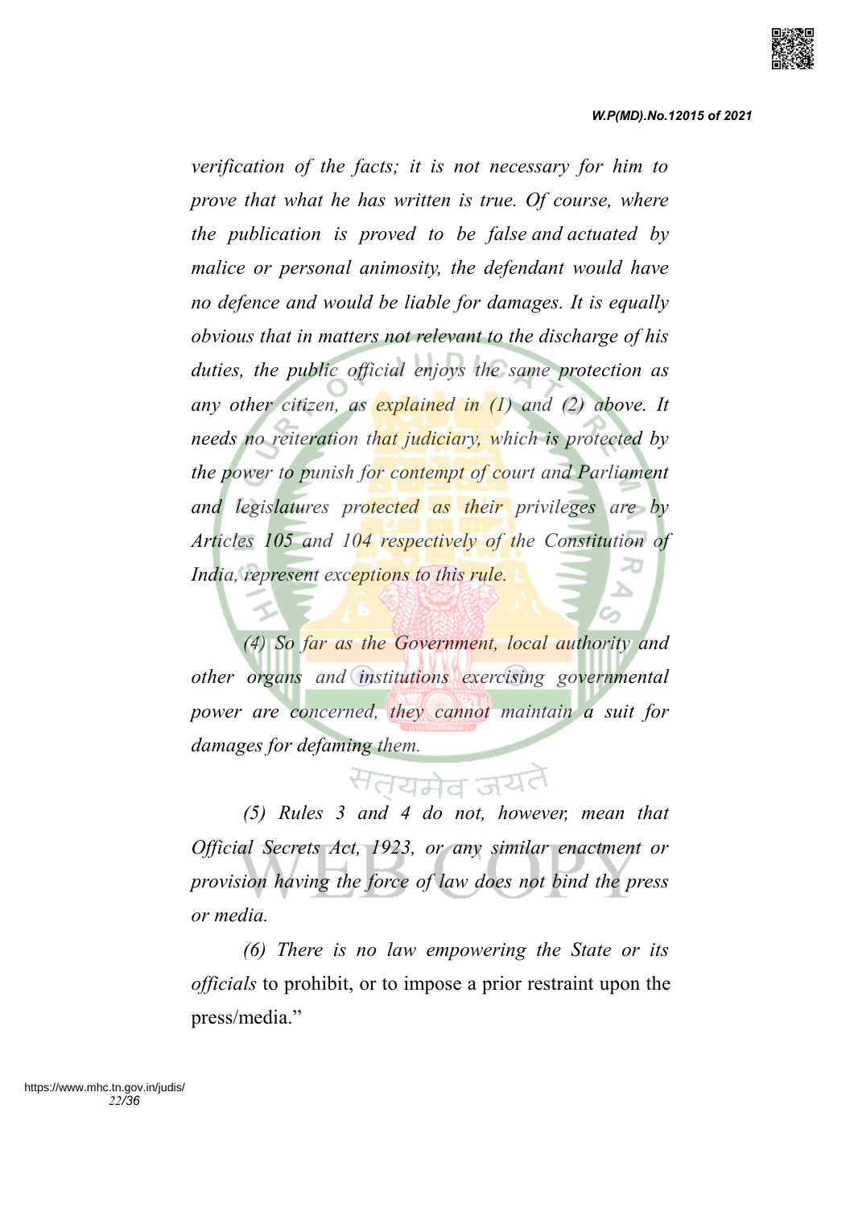*verification of the facts; it is not necessary for him to prove that what he has written is true. Of course, where the publication is proved to be false and actuated by malice or personal animosity, the defendant would have no defence and would be liable for damages. It is equally obvious that in matters not relevant to the discharge of his duties, the public official enjoys the same protection as any other citizen, as explained in (1) and (2) above. It needs no reiteration that judiciary, which is protected by the power to punish for contempt of court and Parliament and legislatures protected as their privileges are by Articles 105 and 104 respectively of the Constitution of India, represent exceptions to this rule.*

*(4) So far as the Government, local authority and other organs and institutions exercising governmental power are concerned, they cannot maintain a suit for damages for defaming them.*

*(5) Rules 3 and 4 do not, however, mean that Official Secrets Act, 1923, or any similar enactment or provision having the force of law does not bind the press or media.*

*(6) There is no law empowering the State or its officials* to prohibit, or to impose a prior restraint upon the press/media."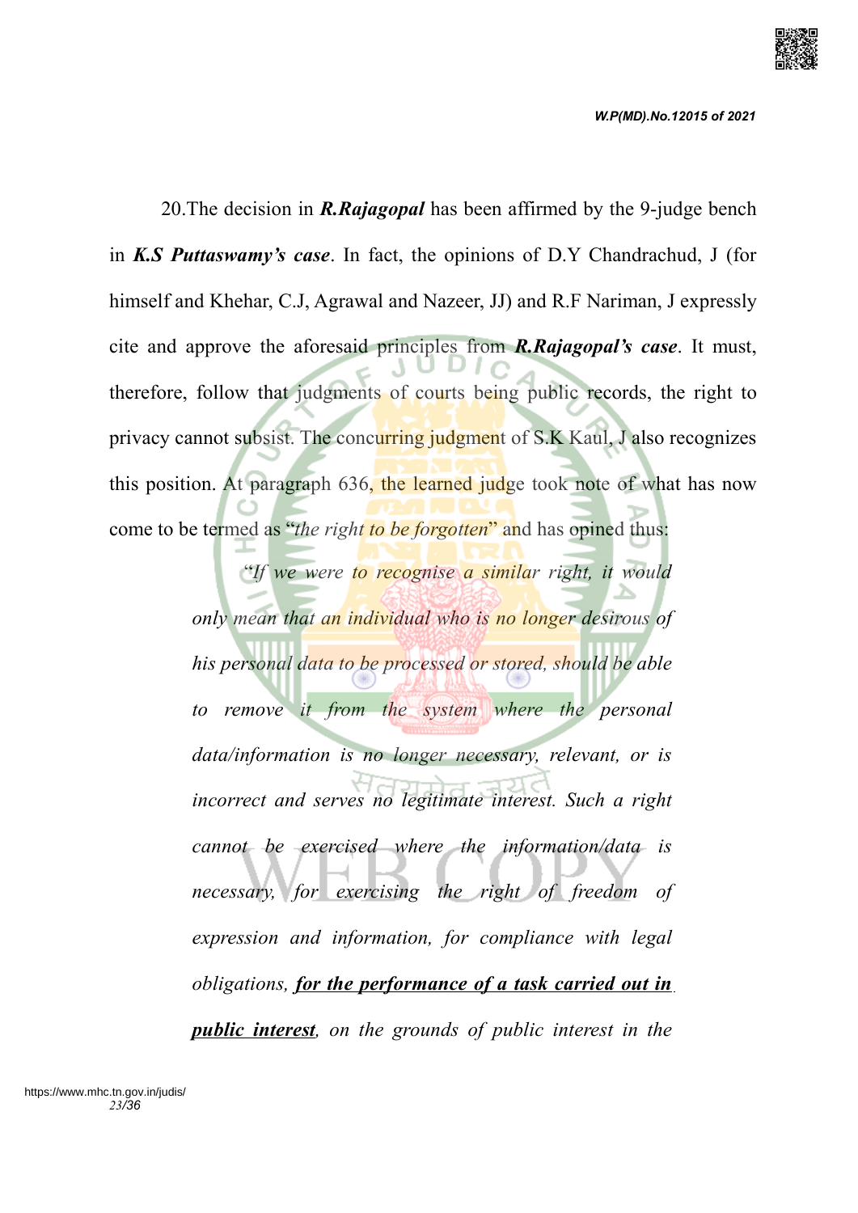20.The decision in ***R.Rajagopal*** has been affirmed by the 9-judge bench in ***K.S Puttaswamy's case***. In fact, the opinions of D.Y Chandrachud, J (for himself and Khehar, C.J, Agrawal and Nazeer, JJ) and R.F Nariman, J expressly cite and approve the aforesaid principles from ***R.Rajagopal's case***. It must, therefore, follow that judgments of courts being public records, the right to privacy cannot subsist. The concurring judgment of S.K Kaul, J also recognizes this position. At paragraph 636, the learned judge took note of what has now come to be termed as "*the right to be forgotten*" and has opined thus:

> *"If we were to recognise a similar right, it would only mean that an individual who is no longer desirous of his personal data to be processed or stored, should be able to remove it from the system where the personal data/information is no longer necessary, relevant, or is incorrect and serves no legitimate interest. Such a right cannot be exercised where the information/data is necessary, for exercising the right of freedom of expression and information, for compliance with legal obligations, **<u>for the performance of a task carried out in public interest</u>**, on the grounds of public interest in the*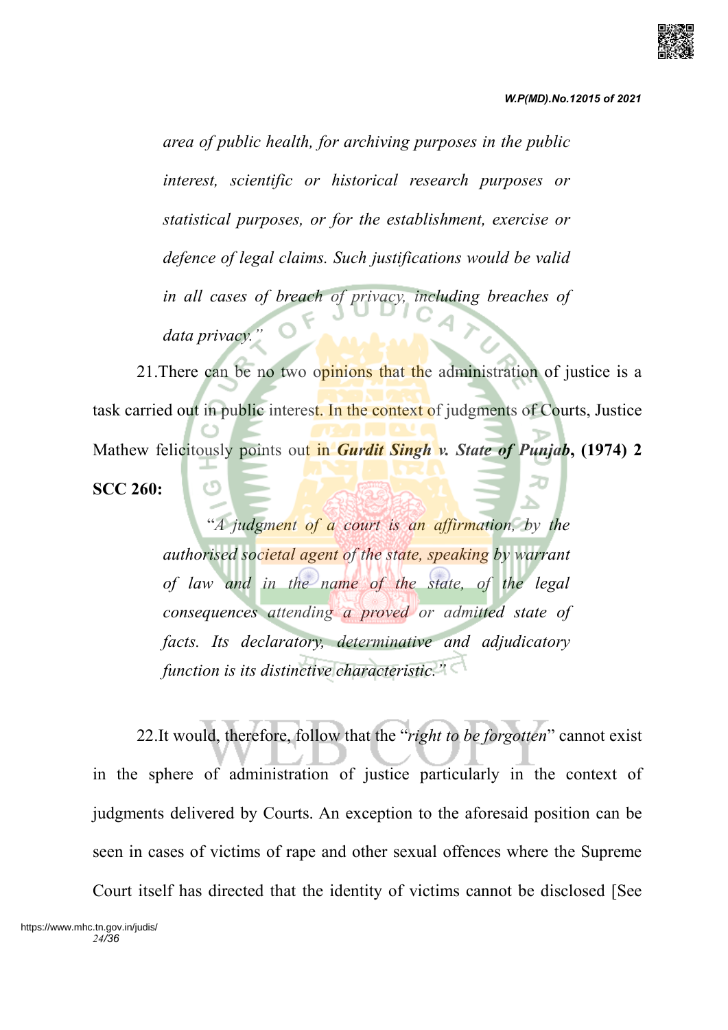*area of public health, for archiving purposes in the public interest, scientific or historical research purposes or statistical purposes, or for the establishment, exercise or defence of legal claims. Such justifications would be valid in all cases of breach of privacy, including breaches of data privacy."*

21.There can be no two opinions that the administration of justice is a task carried out in public interest. In the context of judgments of Courts, Justice Mathew felicitously points out in ***Gurdit Singh v. State of Punjab*****, (1974) 2 SCC 260:**

> *"A judgment of a court is an affirmation, by the authorised societal agent of the state, speaking by warrant of law and in the name of the state, of the legal consequences attending a proved or admitted state of facts. Its declaratory, determinative and adjudicatory function is its distinctive characteristic."*

22.It would, therefore, follow that the "*right to be forgotten*" cannot exist in the sphere of administration of justice particularly in the context of judgments delivered by Courts. An exception to the aforesaid position can be seen in cases of victims of rape and other sexual offences where the Supreme Court itself has directed that the identity of victims cannot be disclosed [See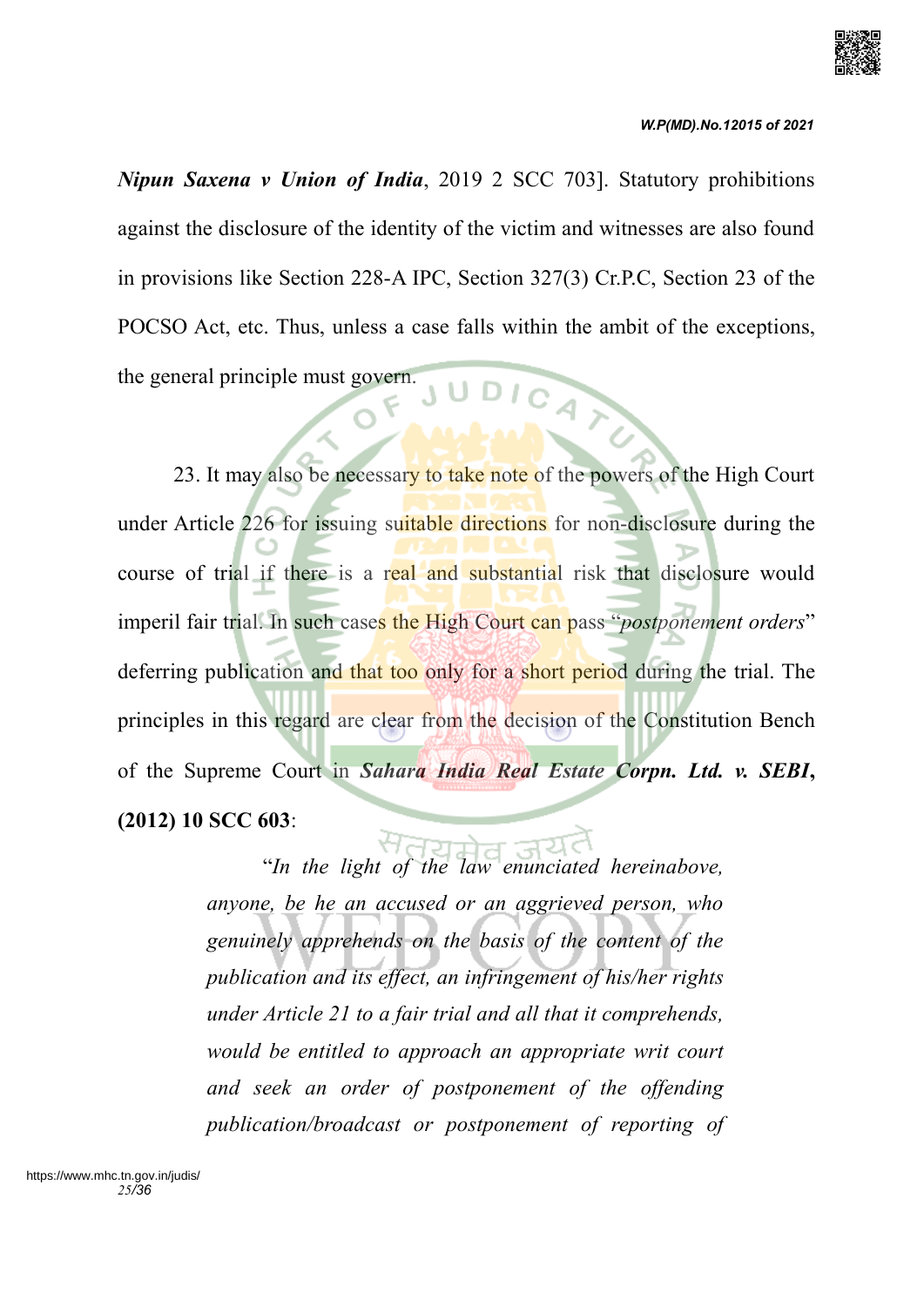***Nipun Saxena v Union of India***, 2019 2 SCC 703]. Statutory prohibitions against the disclosure of the identity of the victim and witnesses are also found in provisions like Section 228-A IPC, Section 327(3) Cr.P.C, Section 23 of the POCSO Act, etc. Thus, unless a case falls within the ambit of the exceptions, the general principle must govern.

23. It may also be necessary to take note of the powers of the High Court under Article 226 for issuing suitable directions for non-disclosure during the course of trial if there is a real and substantial risk that disclosure would imperil fair trial. In such cases the High Court can pass "*postponement orders*" deferring publication and that too only for a short period during the trial. The principles in this regard are clear from the decision of the Constitution Bench of the Supreme Court in ***Sahara India Real Estate Corpn. Ltd. v. SEBI*, (2012) 10 SCC 603**:

> "*In the light of the law enunciated hereinabove, anyone, be he an accused or an aggrieved person, who genuinely apprehends on the basis of the content of the publication and its effect, an infringement of his/her rights under Article 21 to a fair trial and all that it comprehends, would be entitled to approach an appropriate writ court and seek an order of postponement of the offending publication/broadcast or postponement of reporting of*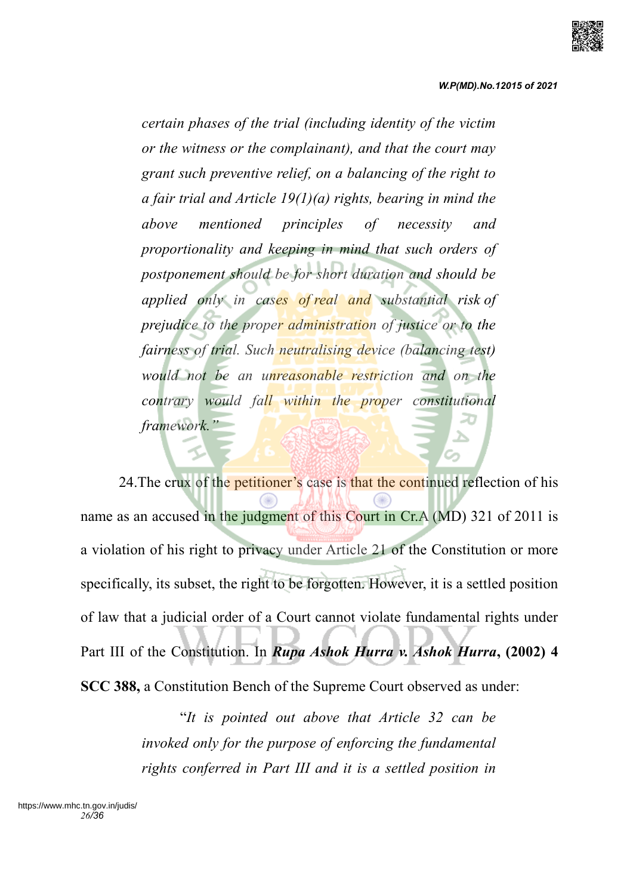> *certain phases of the trial (including identity of the victim or the witness or the complainant), and that the court may grant such preventive relief, on a balancing of the right to a fair trial and Article 19(1)(a) rights, bearing in mind the above mentioned principles of necessity and proportionality and keeping in mind that such orders of postponement should be for short duration and should be applied only in cases of real and substantial risk of prejudice to the proper administration of justice or to the fairness of trial. Such neutralising device (balancing test) would not be an unreasonable restriction and on the contrary would fall within the proper constitutional framework."*

24.The crux of the petitioner's case is that the continued reflection of his name as an accused in the judgment of this Court in Cr.A (MD) 321 of 2011 is a violation of his right to privacy under Article 21 of the Constitution or more specifically, its subset, the right to be forgotten. However, it is a settled position of law that a judicial order of a Court cannot violate fundamental rights under Part III of the Constitution. In ***Rupa Ashok Hurra v. Ashok Hurra*****, (2002) 4 SCC 388,** a Constitution Bench of the Supreme Court observed as under:

> *"It is pointed out above that Article 32 can be invoked only for the purpose of enforcing the fundamental rights conferred in Part III and it is a settled position in*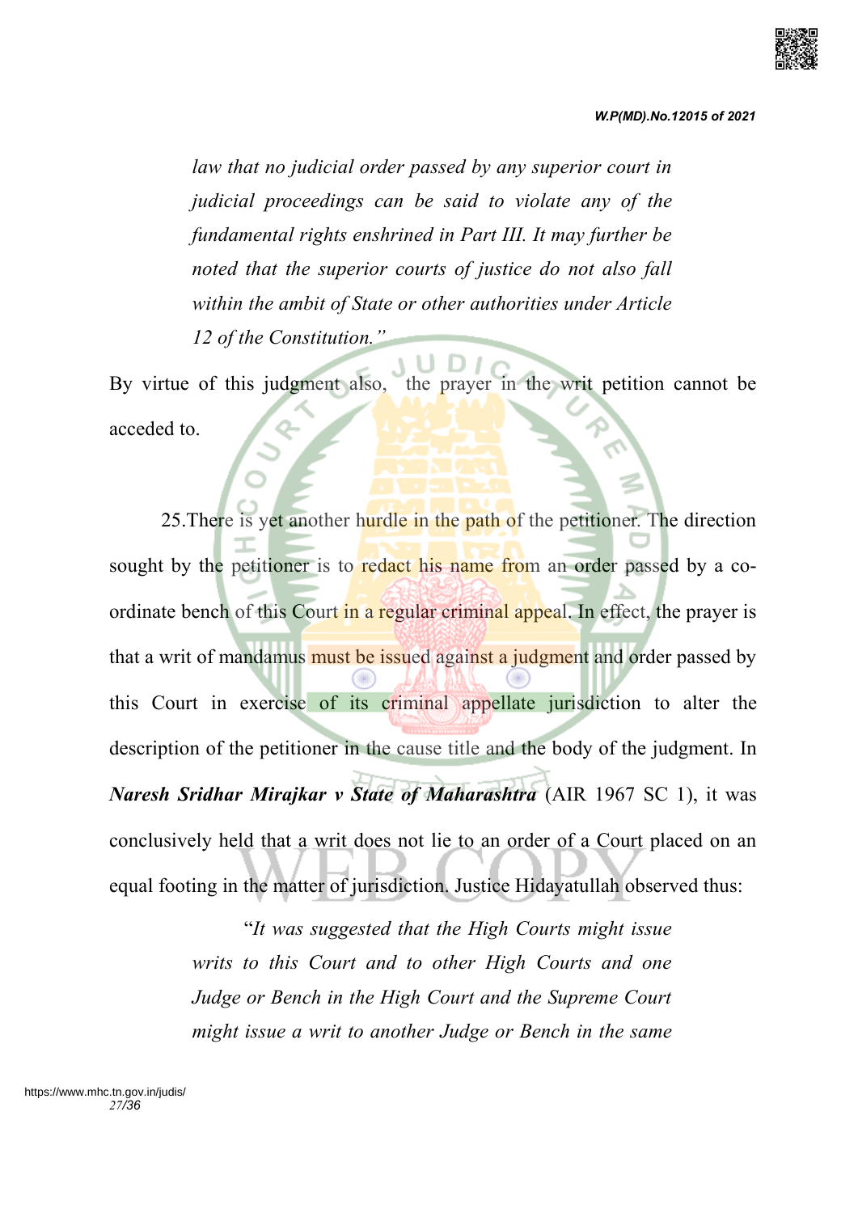> *law that no judicial order passed by any superior court in judicial proceedings can be said to violate any of the fundamental rights enshrined in Part III. It may further be noted that the superior courts of justice do not also fall within the ambit of State or other authorities under Article 12 of the Constitution."*

By virtue of this judgment also, the prayer in the writ petition cannot be acceded to.

25.There is yet another hurdle in the path of the petitioner. The direction sought by the petitioner is to redact his name from an order passed by a co-ordinate bench of this Court in a regular criminal appeal. In effect, the prayer is that a writ of mandamus must be issued against a judgment and order passed by this Court in exercise of its criminal appellate jurisdiction to alter the description of the petitioner in the cause title and the body of the judgment. In ***Naresh Sridhar Mirajkar v State of Maharashtra*** (AIR 1967 SC 1), it was conclusively held that a writ does not lie to an order of a Court placed on an equal footing in the matter of jurisdiction. Justice Hidayatullah observed thus:

> "*It was suggested that the High Courts might issue writs to this Court and to other High Courts and one Judge or Bench in the High Court and the Supreme Court might issue a writ to another Judge or Bench in the same*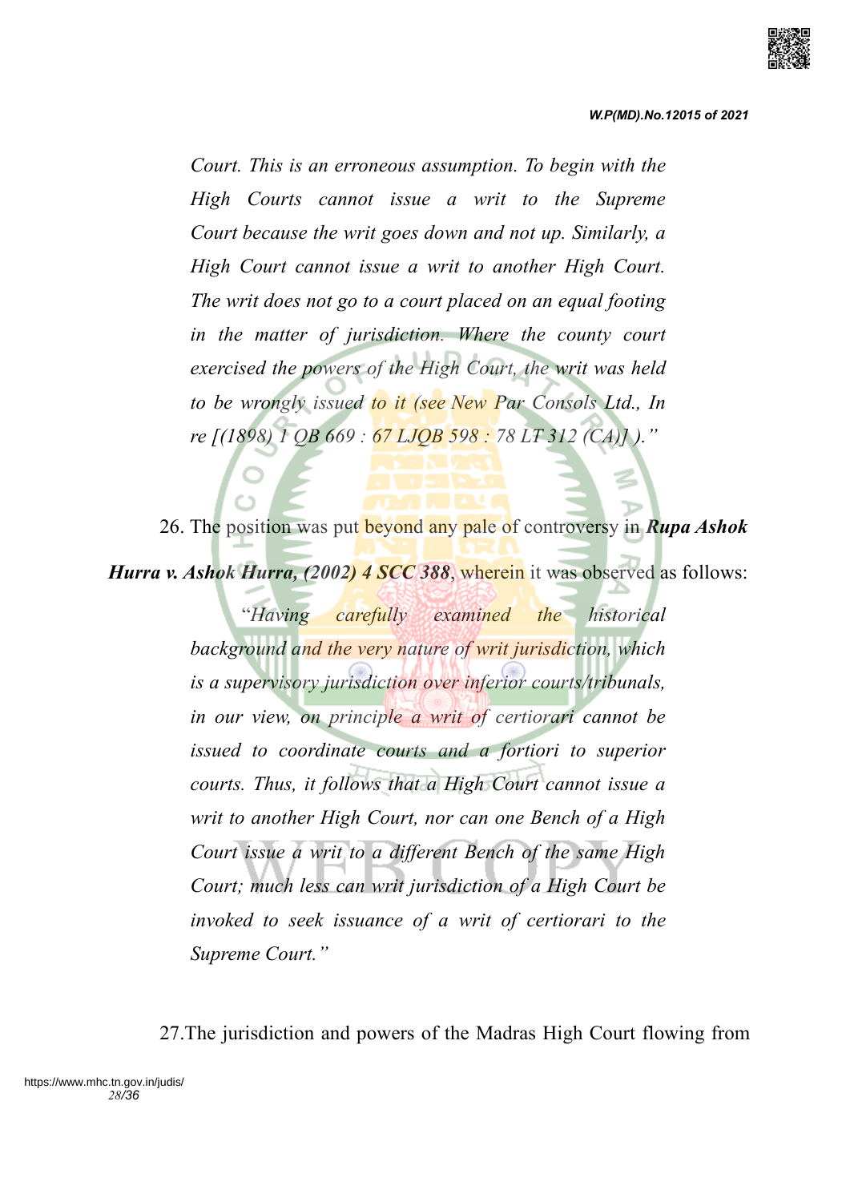*Court. This is an erroneous assumption. To begin with the High Courts cannot issue a writ to the Supreme Court because the writ goes down and not up. Similarly, a High Court cannot issue a writ to another High Court. The writ does not go to a court placed on an equal footing in the matter of jurisdiction. Where the county court exercised the powers of the High Court, the writ was held to be wrongly issued to it (see New Par Consols Ltd., In re [(1898) 1 QB 669 : 67 LJQB 598 : 78 LT 312 (CA)] ).”*

26. The position was put beyond any pale of controversy in ***Rupa Ashok Hurra v. Ashok Hurra, (2002) 4 SCC 388***, wherein it was observed as follows:

> “*Having carefully examined the historical background and the very nature of writ jurisdiction, which is a supervisory jurisdiction over inferior courts/tribunals, in our view, on principle a writ of certiorari cannot be issued to coordinate courts and a fortiori to superior courts. Thus, it follows that a High Court cannot issue a writ to another High Court, nor can one Bench of a High Court issue a writ to a different Bench of the same High Court; much less can writ jurisdiction of a High Court be invoked to seek issuance of a writ of certiorari to the Supreme Court.”*

27.The jurisdiction and powers of the Madras High Court flowing from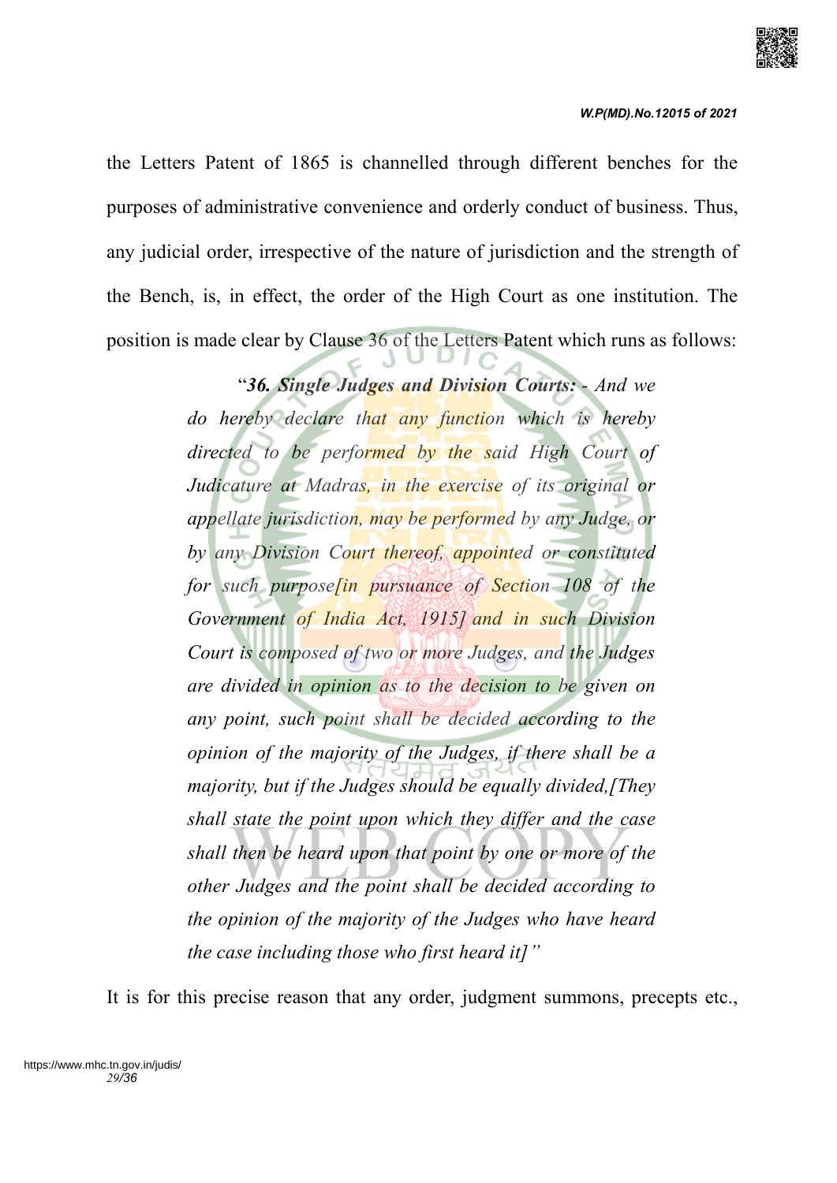the Letters Patent of 1865 is channelled through different benches for the purposes of administrative convenience and orderly conduct of business. Thus, any judicial order, irrespective of the nature of jurisdiction and the strength of the Bench, is, in effect, the order of the High Court as one institution. The position is made clear by Clause 36 of the Letters Patent which runs as follows:

> "***36. Single Judges and Division Courts:*** *- And we do hereby declare that any function which is hereby directed to be performed by the said High Court of Judicature at Madras, in the exercise of its original or appellate jurisdiction, may be performed by any Judge, or by any Division Court thereof, appointed or constituted for such purpose[in pursuance of Section 108 of the Government of India Act, 1915] and in such Division Court is composed of two or more Judges, and the Judges are divided in opinion as to the decision to be given on any point, such point shall be decided according to the opinion of the majority of the Judges, if there shall be a majority, but if the Judges should be equally divided,[They shall state the point upon which they differ and the case shall then be heard upon that point by one or more of the other Judges and the point shall be decided according to the opinion of the majority of the Judges who have heard the case including those who first heard it]"*

It is for this precise reason that any order, judgment summons, precepts etc.,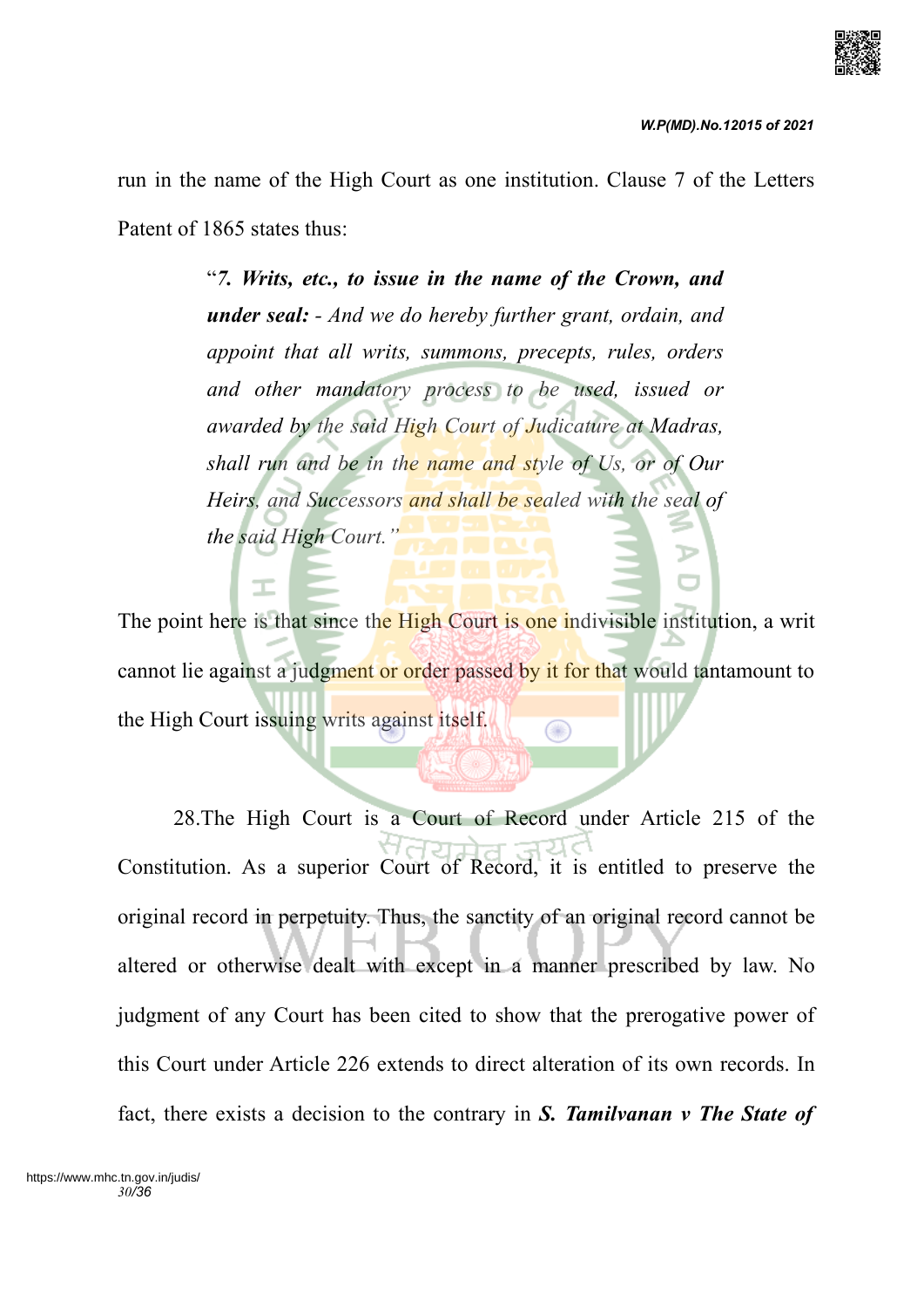run in the name of the High Court as one institution. Clause 7 of the Letters Patent of 1865 states thus:

> "*7. **Writs, etc., to issue in the name of the Crown, and under seal:** - And we do hereby further grant, ordain, and appoint that all writs, summons, precepts, rules, orders and other mandatory process to be used, issued or awarded by the said High Court of Judicature at Madras, shall run and be in the name and style of Us, or of Our Heirs, and Successors and shall be sealed with the seal of the said High Court."*

The point here is that since the High Court is one indivisible institution, a writ cannot lie against a judgment or order passed by it for that would tantamount to the High Court issuing writs against itself.

28.The High Court is a Court of Record under Article 215 of the Constitution. As a superior Court of Record, it is entitled to preserve the original record in perpetuity. Thus, the sanctity of an original record cannot be altered or otherwise dealt with except in a manner prescribed by law. No judgment of any Court has been cited to show that the prerogative power of this Court under Article 226 extends to direct alteration of its own records. In fact, there exists a decision to the contrary in ***S. Tamilvanan v The State of***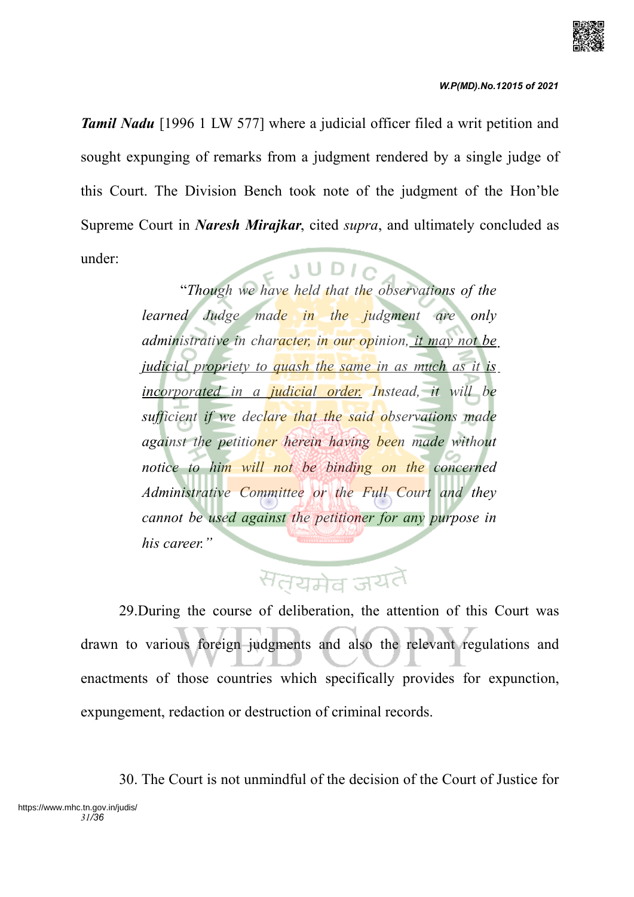***Tamil Nadu*** [1996 1 LW 577] where a judicial officer filed a writ petition and sought expunging of remarks from a judgment rendered by a single judge of this Court. The Division Bench took note of the judgment of the Hon'ble Supreme Court in ***Naresh Mirajkar***, cited *supra*, and ultimately concluded as under:

> "*Though we have held that the observations of the learned Judge made in the judgment are only administrative in character, in our opinion, it may not be judicial propriety to quash the same in as much as it is incorporated in a judicial order. Instead, it will be sufficient if we declare that the said observations made against the petitioner herein having been made without notice to him will not be binding on the concerned Administrative Committee or the Full Court and they cannot be used against the petitioner for any purpose in his career.*"

29.During the course of deliberation, the attention of this Court was drawn to various foreign judgments and also the relevant regulations and enactments of those countries which specifically provides for expunction, expungement, redaction or destruction of criminal records.

30. The Court is not unmindful of the decision of the Court of Justice for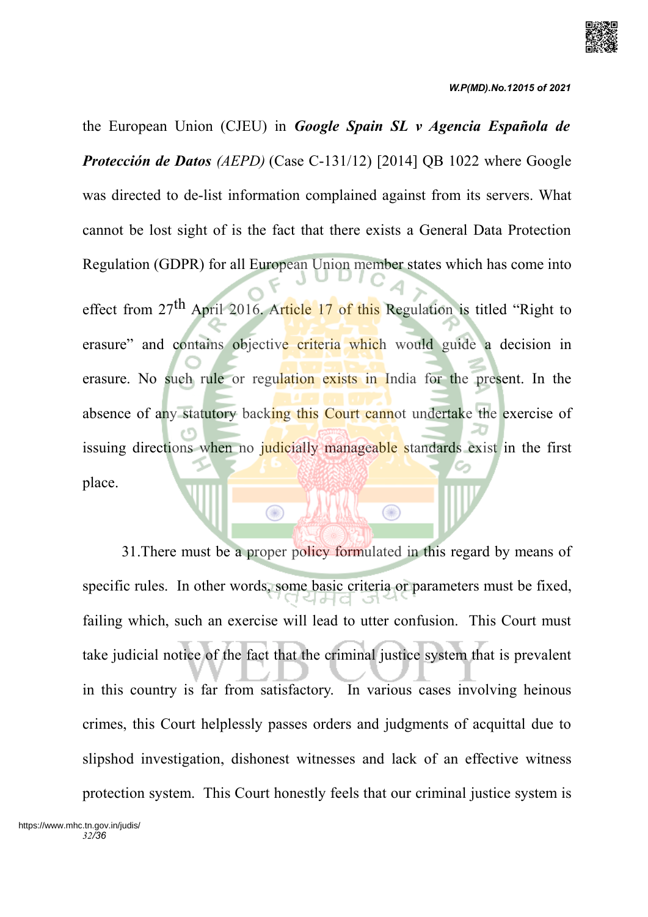the European Union (CJEU) in ***Google Spain SL v Agencia Española de Protección de Datos*** *(AEPD)* (Case C-131/12) [2014] QB 1022 where Google was directed to de-list information complained against from its servers. What cannot be lost sight of is the fact that there exists a General Data Protection Regulation (GDPR) for all European Union member states which has come into effect from 27th April 2016. Article 17 of this Regulation is titled "Right to erasure" and contains objective criteria which would guide a decision in erasure. No such rule or regulation exists in India for the present. In the absence of any statutory backing this Court cannot undertake the exercise of issuing directions when no judicially manageable standards exist in the first place.

31.There must be a proper policy formulated in this regard by means of specific rules. In other words, some basic criteria or parameters must be fixed, failing which, such an exercise will lead to utter confusion. This Court must take judicial notice of the fact that the criminal justice system that is prevalent in this country is far from satisfactory. In various cases involving heinous crimes, this Court helplessly passes orders and judgments of acquittal due to slipshod investigation, dishonest witnesses and lack of an effective witness protection system. This Court honestly feels that our criminal justice system is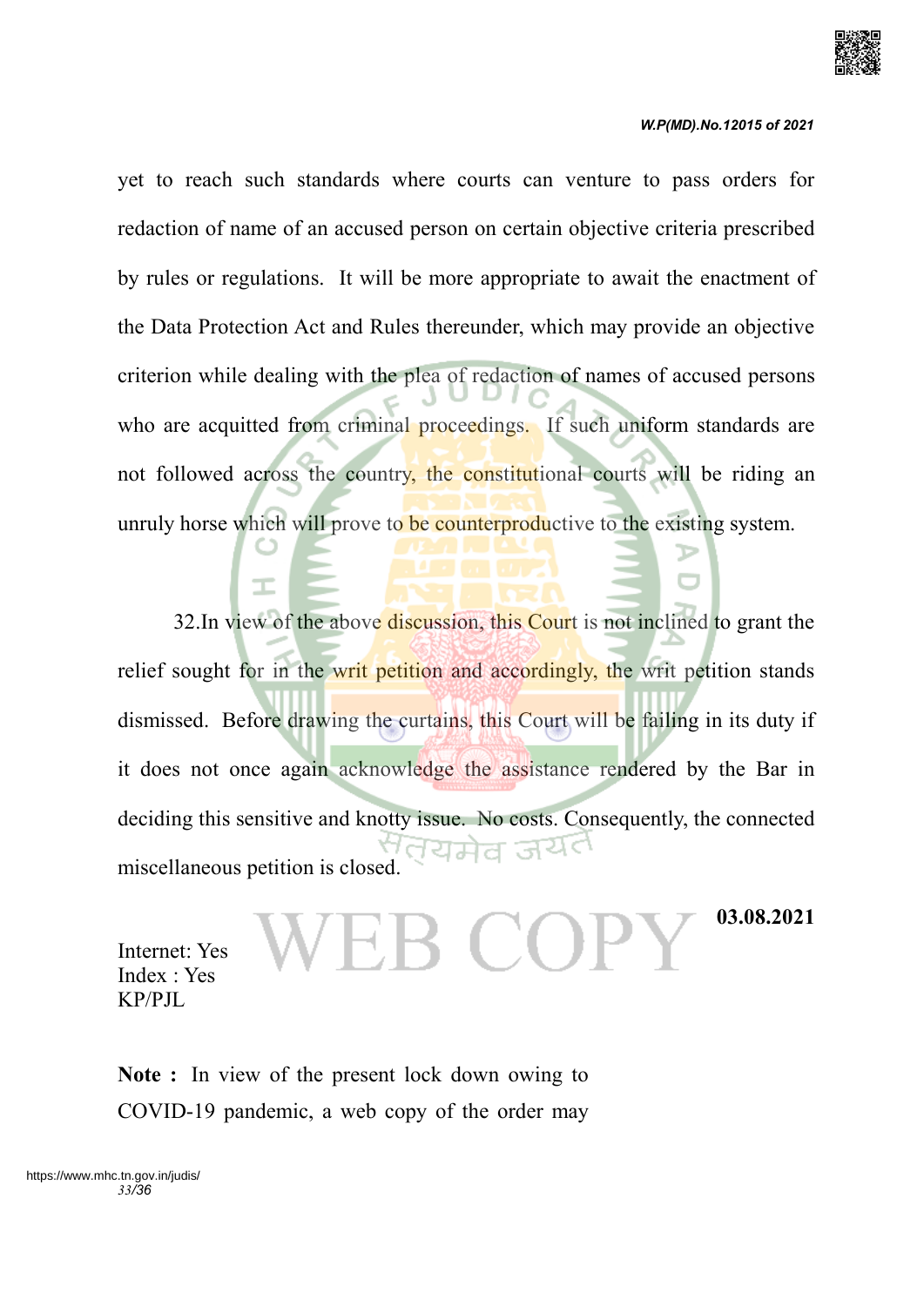yet to reach such standards where courts can venture to pass orders for redaction of name of an accused person on certain objective criteria prescribed by rules or regulations. It will be more appropriate to await the enactment of the Data Protection Act and Rules thereunder, which may provide an objective criterion while dealing with the plea of redaction of names of accused persons who are acquitted from criminal proceedings. If such uniform standards are not followed across the country, the constitutional courts will be riding an unruly horse which will prove to be counterproductive to the existing system.

32.In view of the above discussion, this Court is not inclined to grant the relief sought for in the writ petition and accordingly, the writ petition stands dismissed. Before drawing the curtains, this Court will be failing in its duty if it does not once again acknowledge the assistance rendered by the Bar in deciding this sensitive and knotty issue. No costs. Consequently, the connected miscellaneous petition is closed.

**03.08.2021**

Internet: Yes
Index : Yes
KP/PJL

**Note :** In view of the present lock down owing to COVID-19 pandemic, a web copy of the order may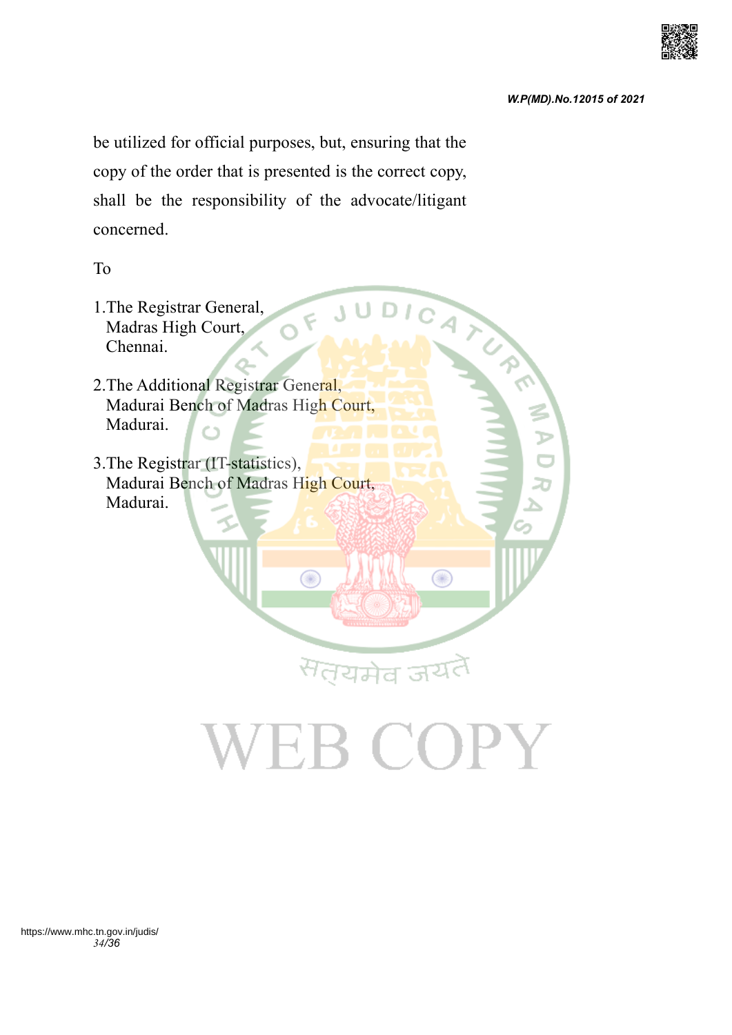be utilized for official purposes, but, ensuring that the copy of the order that is presented is the correct copy, shall be the responsibility of the advocate/litigant concerned.

To

1. The Registrar General,
   Madras High Court,
   Chennai.

2. The Additional Registrar General,
   Madurai Bench of Madras High Court,
   Madurai.

3. The Registrar (IT-statistics),
   Madurai Bench of Madras High Court,
   Madurai.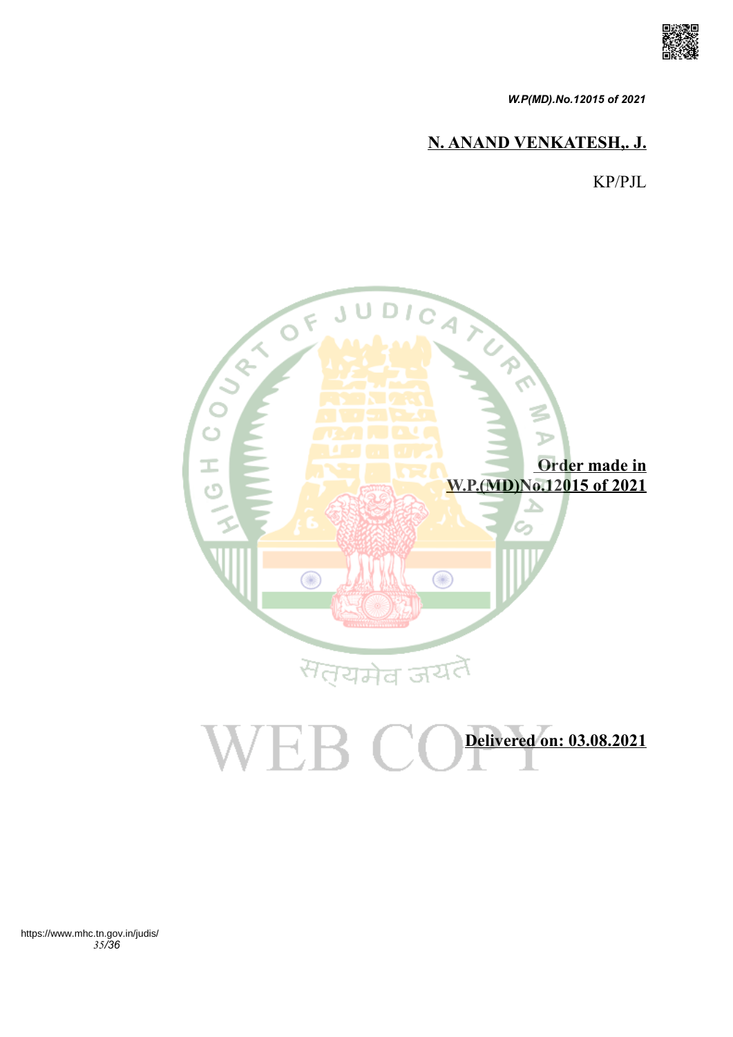**N. ANAND VENKATESH,. J.**

KP/PJL

**Order made in**
**W.P.(MD)No.12015 of 2021**

**Delivered on: 03.08.2021**